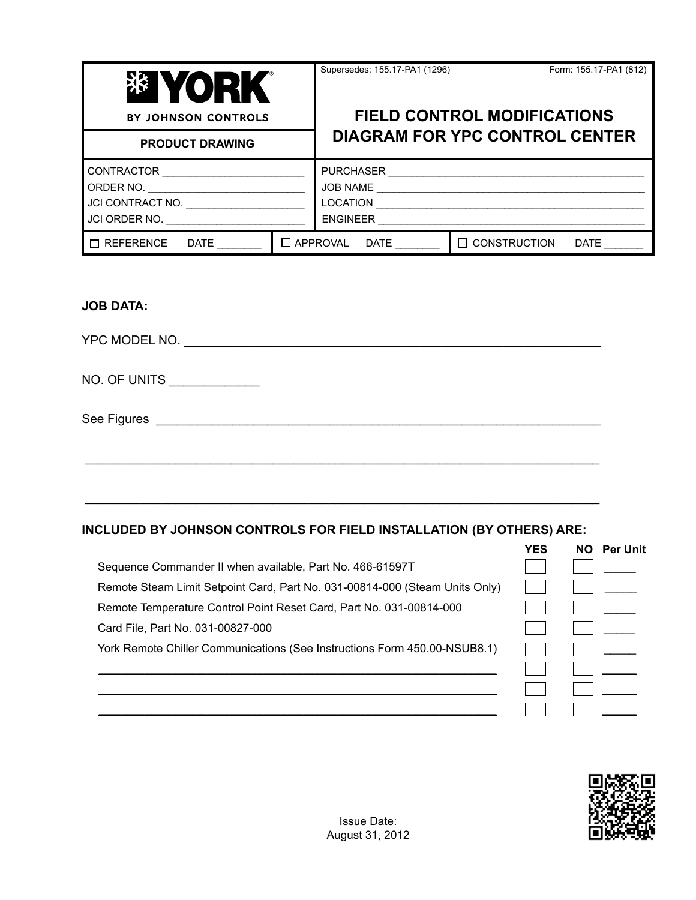**YORK** BY JOHNSON CONTROLS

**PRODUCT DRAWING**

Supersedes: 155.17-PA1 (1296)

Form: 155.17-PA1 (812)

# FIELD CONTROL MODIFICATIONS DIAGRAM FOR YPC CONTROL CENTER

| | |
|---|---|
| CONTRACTOR ________________________ | PURCHASER ________________________ |
| ORDER NO. ________________________ | JOB NAME ________________________ |
| JCI CONTRACT NO. ________________________ | LOCATION ________________________ |
| JCI ORDER NO. ________________________ | ENGINEER ________________________ |

☐ REFERENCE DATE _______ ☐ APPROVAL DATE _______ ☐ CONSTRUCTION DATE _______

**JOB DATA:**

YPC MODEL NO. ____________________________________________________________

NO. OF UNITS ____________

See Figures ____________________________________________________________

____________________________________________________________

____________________________________________________________

**INCLUDED BY JOHNSON CONTROLS FOR FIELD INSTALLATION (BY OTHERS) ARE:**

| | YES | NO | Per Unit |
|---|---|---|---|
| Sequence Commander II when available, Part No. 466-61597T | ☐ | ☐ | _____ |
| Remote Steam Limit Setpoint Card, Part No. 031-00814-000 (Steam Units Only) | ☐ | ☐ | _____ |
| Remote Temperature Control Point Reset Card, Part No. 031-00814-000 | ☐ | ☐ | _____ |
| Card File, Part No. 031-00827-000 | ☐ | ☐ | _____ |
| York Remote Chiller Communications (See Instructions Form 450.00-NSUB8.1) | ☐ | ☐ | _____ |
| ____________________________________________ | ☐ | ☐ | _____ |
| ____________________________________________ | ☐ | ☐ | _____ |
| ____________________________________________ | ☐ | ☐ | _____ |

Issue Date:
August 31, 2012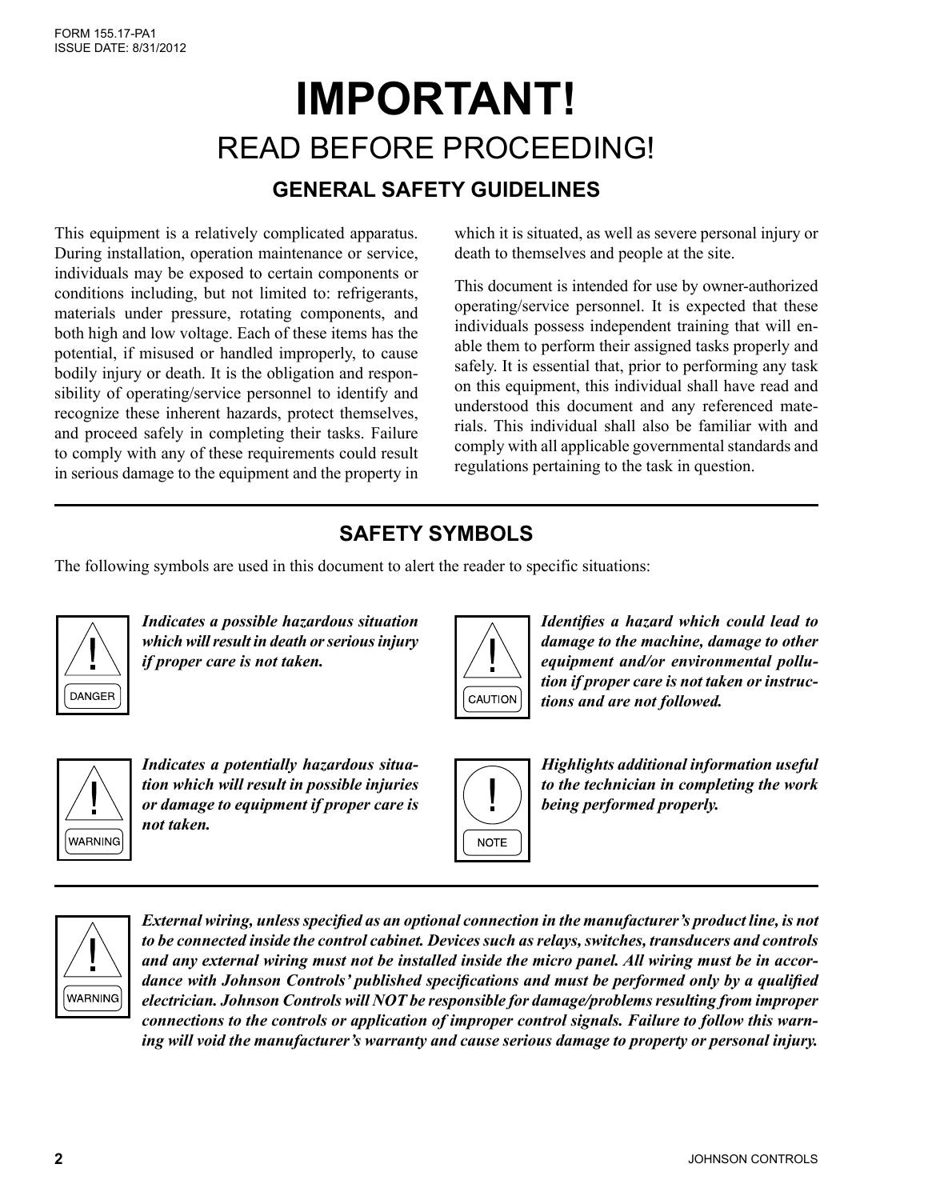# IMPORTANT!

## READ BEFORE PROCEEDING!

### GENERAL SAFETY GUIDELINES

This equipment is a relatively complicated apparatus. During installation, operation maintenance or service, individuals may be exposed to certain components or conditions including, but not limited to: refrigerants, materials under pressure, rotating components, and both high and low voltage. Each of these items has the potential, if misused or handled improperly, to cause bodily injury or death. It is the obligation and responsibility of operating/service personnel to identify and recognize these inherent hazards, protect themselves, and proceed safely in completing their tasks. Failure to comply with any of these requirements could result in serious damage to the equipment and the property in which it is situated, as well as severe personal injury or death to themselves and people at the site.

This document is intended for use by owner-authorized operating/service personnel. It is expected that these individuals possess independent training that will enable them to perform their assigned tasks properly and safely. It is essential that, prior to performing any task on this equipment, this individual shall have read and understood this document and any referenced materials. This individual shall also be familiar with and comply with all applicable governmental standards and regulations pertaining to the task in question.

### SAFETY SYMBOLS

The following symbols are used in this document to alert the reader to specific situations:

**DANGER** – ***Indicates a possible hazardous situation which will result in death or serious injury if proper care is not taken.***

**CAUTION** – ***Identifies a hazard which could lead to damage to the machine, damage to other equipment and/or environmental pollution if proper care is not taken or instructions and are not followed.***

**WARNING** – ***Indicates a potentially hazardous situation which will result in possible injuries or damage to equipment if proper care is not taken.***

**NOTE** – ***Highlights additional information useful to the technician in completing the work being performed properly.***

**WARNING** – ***External wiring, unless specified as an optional connection in the manufacturer's product line, is not to be connected inside the control cabinet. Devices such as relays, switches, transducers and controls and any external wiring must not be installed inside the micro panel. All wiring must be in accordance with Johnson Controls' published specifications and must be performed only by a qualified electrician. Johnson Controls will NOT be responsible for damage/problems resulting from improper connections to the controls or application of improper control signals. Failure to follow this warning will void the manufacturer's warranty and cause serious damage to property or personal injury.***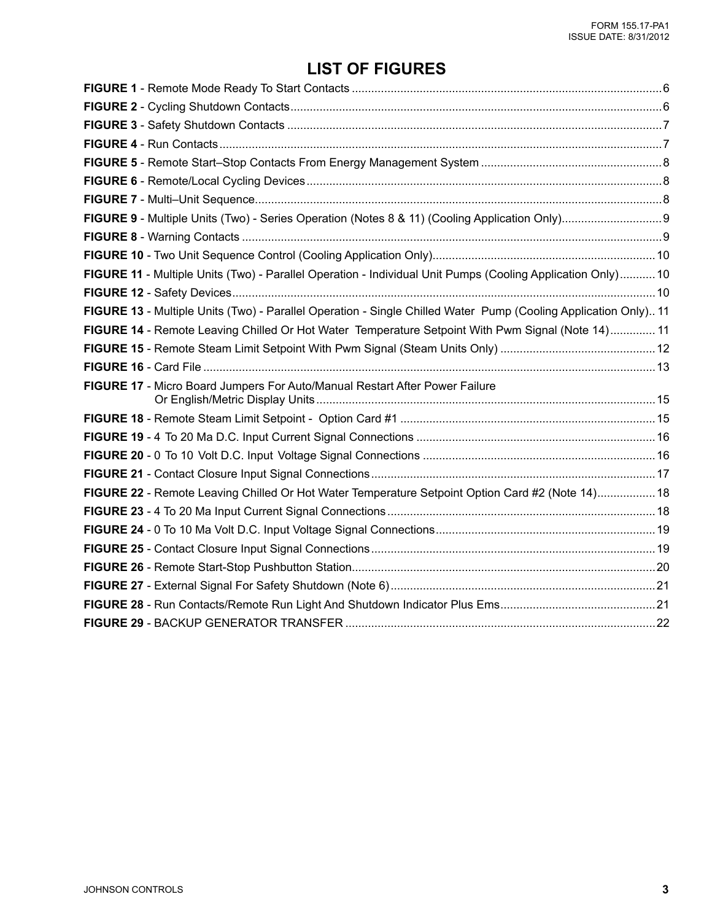# LIST OF FIGURES

**FIGURE 1** - Remote Mode Ready To Start Contacts ........ 6
**FIGURE 2** - Cycling Shutdown Contacts ........ 6
**FIGURE 3** - Safety Shutdown Contacts ........ 7
**FIGURE 4** - Run Contacts ........ 7
**FIGURE 5** - Remote Start–Stop Contacts From Energy Management System ........ 8
**FIGURE 6** - Remote/Local Cycling Devices ........ 8
**FIGURE 7** - Multi–Unit Sequence ........ 8
**FIGURE 9** - Multiple Units (Two) - Series Operation (Notes 8 & 11) (Cooling Application Only) ........ 9
**FIGURE 8** - Warning Contacts ........ 9
**FIGURE 10** - Two Unit Sequence Control (Cooling Application Only) ........ 10
**FIGURE 11** - Multiple Units (Two) - Parallel Operation - Individual Unit Pumps (Cooling Application Only) ........ 10
**FIGURE 12** - Safety Devices ........ 10
**FIGURE 13** - Multiple Units (Two) - Parallel Operation - Single Chilled Water Pump (Cooling Application Only) ........ 11
**FIGURE 14** - Remote Leaving Chilled Or Hot Water Temperature Setpoint With Pwm Signal (Note 14) ........ 11
**FIGURE 15** - Remote Steam Limit Setpoint With Pwm Signal (Steam Units Only) ........ 12
**FIGURE 16** - Card File ........ 13
**FIGURE 17** - Micro Board Jumpers For Auto/Manual Restart After Power Failure Or English/Metric Display Units ........ 15
**FIGURE 18** - Remote Steam Limit Setpoint - Option Card #1 ........ 15
**FIGURE 19** - 4 To 20 Ma D.C. Input Current Signal Connections ........ 16
**FIGURE 20** - 0 To 10 Volt D.C. Input Voltage Signal Connections ........ 16
**FIGURE 21** - Contact Closure Input Signal Connections ........ 17
**FIGURE 22** - Remote Leaving Chilled Or Hot Water Temperature Setpoint Option Card #2 (Note 14) ........ 18
**FIGURE 23** - 4 To 20 Ma Input Current Signal Connections ........ 18
**FIGURE 24** - 0 To 10 Ma Volt D.C. Input Voltage Signal Connections ........ 19
**FIGURE 25** - Contact Closure Input Signal Connections ........ 19
**FIGURE 26** - Remote Start-Stop Pushbutton Station ........ 20
**FIGURE 27** - External Signal For Safety Shutdown (Note 6) ........ 21
**FIGURE 28** - Run Contacts/Remote Run Light And Shutdown Indicator Plus Ems ........ 21
**FIGURE 29** - BACKUP GENERATOR TRANSFER ........ 22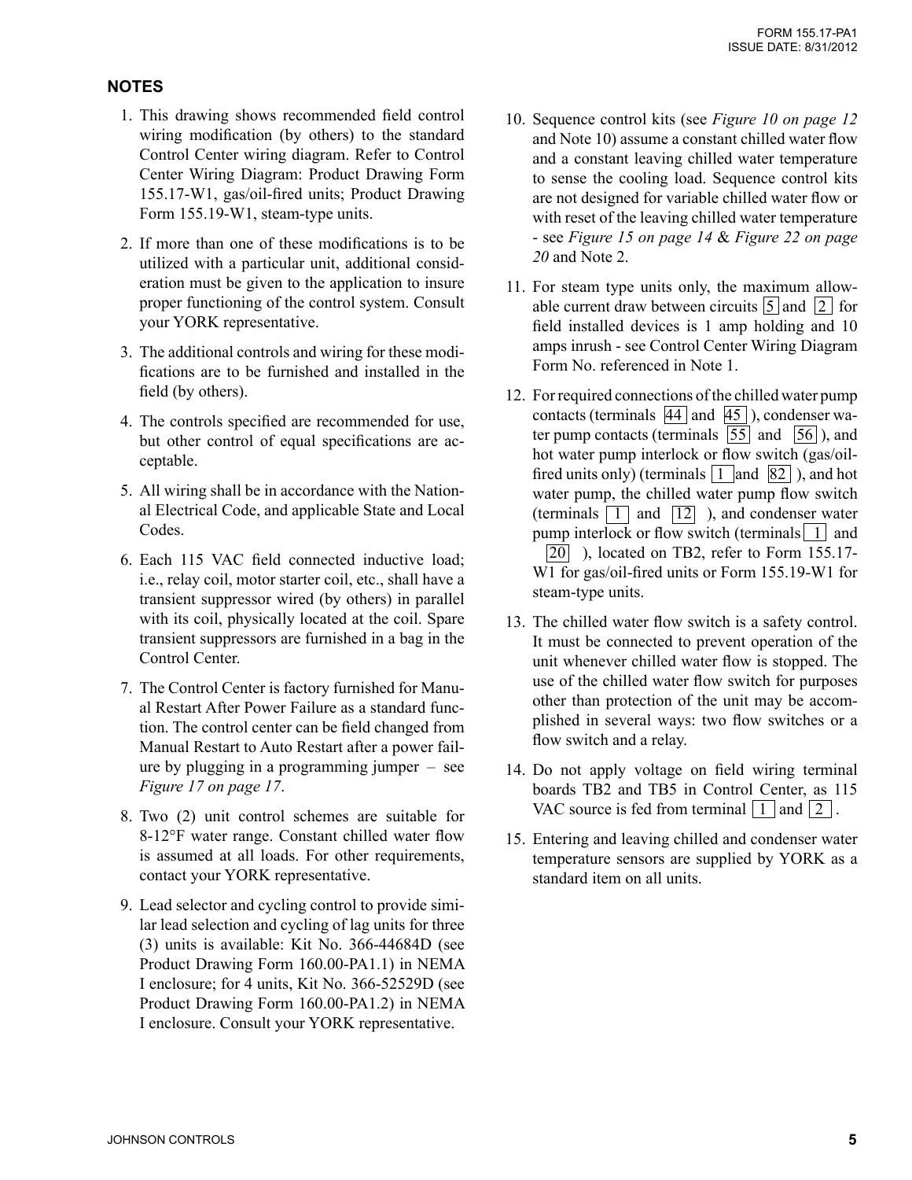## NOTES

1. This drawing shows recommended field control wiring modification (by others) to the standard Control Center wiring diagram. Refer to Control Center Wiring Diagram: Product Drawing Form 155.17-W1, gas/oil-fired units; Product Drawing Form 155.19-W1, steam-type units.

2. If more than one of these modifications is to be utilized with a particular unit, additional consideration must be given to the application to insure proper functioning of the control system. Consult your YORK representative.

3. The additional controls and wiring for these modifications are to be furnished and installed in the field (by others).

4. The controls specified are recommended for use, but other control of equal specifications are acceptable.

5. All wiring shall be in accordance with the National Electrical Code, and applicable State and Local Codes.

6. Each 115 VAC field connected inductive load; i.e., relay coil, motor starter coil, etc., shall have a transient suppressor wired (by others) in parallel with its coil, physically located at the coil. Spare transient suppressors are furnished in a bag in the Control Center.

7. The Control Center is factory furnished for Manual Restart After Power Failure as a standard function. The control center can be field changed from Manual Restart to Auto Restart after a power failure by plugging in a programming jumper – see *Figure 17 on page 17*.

8. Two (2) unit control schemes are suitable for 8-12°F water range. Constant chilled water flow is assumed at all loads. For other requirements, contact your YORK representative.

9. Lead selector and cycling control to provide similar lead selection and cycling of lag units for three (3) units is available: Kit No. 366-44684D (see Product Drawing Form 160.00-PA1.1) in NEMA I enclosure; for 4 units, Kit No. 366-52529D (see Product Drawing Form 160.00-PA1.2) in NEMA I enclosure. Consult your YORK representative.

10. Sequence control kits (see *Figure 10 on page 12* and Note 10) assume a constant chilled water flow and a constant leaving chilled water temperature to sense the cooling load. Sequence control kits are not designed for variable chilled water flow or with reset of the leaving chilled water temperature - see *Figure 15 on page 14* & *Figure 22 on page 20* and Note 2.

11. For steam type units only, the maximum allowable current draw between circuits 5 and 2 for field installed devices is 1 amp holding and 10 amps inrush - see Control Center Wiring Diagram Form No. referenced in Note 1.

12. For required connections of the chilled water pump contacts (terminals 44 and 45 ), condenser water pump contacts (terminals 55 and 56 ), and hot water pump interlock or flow switch (gas/oil-fired units only) (terminals 1 and 82 ), and hot water pump, the chilled water pump flow switch (terminals 1 and 12 ), and condenser water pump interlock or flow switch (terminals 1 and 20 ), located on TB2, refer to Form 155.17-W1 for gas/oil-fired units or Form 155.19-W1 for steam-type units.

13. The chilled water flow switch is a safety control. It must be connected to prevent operation of the unit whenever chilled water flow is stopped. The use of the chilled water flow switch for purposes other than protection of the unit may be accomplished in several ways: two flow switches or a flow switch and a relay.

14. Do not apply voltage on field wiring terminal boards TB2 and TB5 in Control Center, as 115 VAC source is fed from terminal 1 and 2 .

15. Entering and leaving chilled and condenser water temperature sensors are supplied by YORK as a standard item on all units.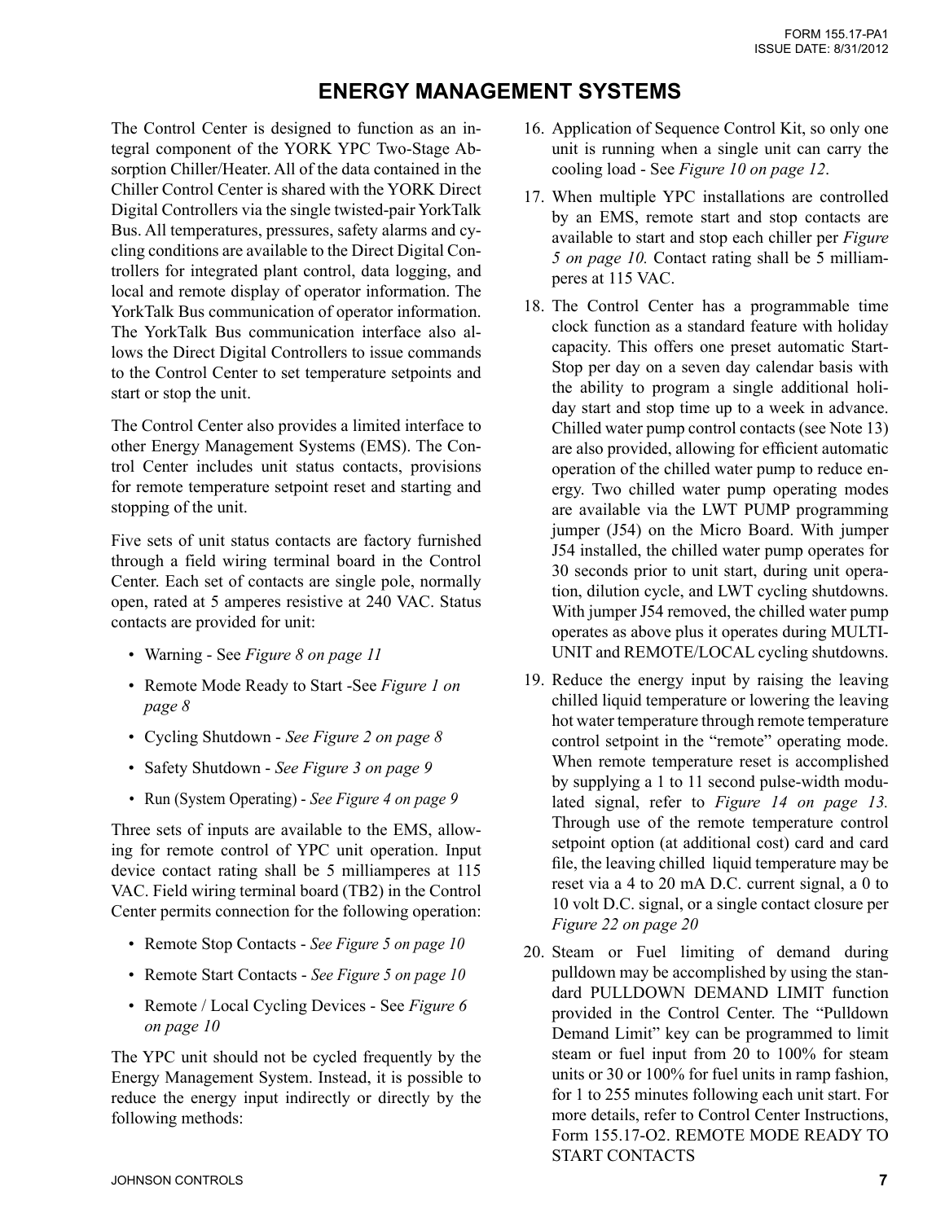# ENERGY MANAGEMENT SYSTEMS

The Control Center is designed to function as an integral component of the YORK YPC Two-Stage Absorption Chiller/Heater. All of the data contained in the Chiller Control Center is shared with the YORK Direct Digital Controllers via the single twisted-pair YorkTalk Bus. All temperatures, pressures, safety alarms and cycling conditions are available to the Direct Digital Controllers for integrated plant control, data logging, and local and remote display of operator information. The YorkTalk Bus communication of operator information. The YorkTalk Bus communication interface also allows the Direct Digital Controllers to issue commands to the Control Center to set temperature setpoints and start or stop the unit.

The Control Center also provides a limited interface to other Energy Management Systems (EMS). The Control Center includes unit status contacts, provisions for remote temperature setpoint reset and starting and stopping of the unit.

Five sets of unit status contacts are factory furnished through a field wiring terminal board in the Control Center. Each set of contacts are single pole, normally open, rated at 5 amperes resistive at 240 VAC. Status contacts are provided for unit:

- Warning - See *Figure 8 on page 11*
- Remote Mode Ready to Start -See *Figure 1 on page 8*
- Cycling Shutdown - *See Figure 2 on page 8*
- Safety Shutdown - *See Figure 3 on page 9*
- Run (System Operating) - *See Figure 4 on page 9*

Three sets of inputs are available to the EMS, allowing for remote control of YPC unit operation. Input device contact rating shall be 5 milliamperes at 115 VAC. Field wiring terminal board (TB2) in the Control Center permits connection for the following operation:

- Remote Stop Contacts - *See Figure 5 on page 10*
- Remote Start Contacts - *See Figure 5 on page 10*
- Remote / Local Cycling Devices - See *Figure 6 on page 10*

The YPC unit should not be cycled frequently by the Energy Management System. Instead, it is possible to reduce the energy input indirectly or directly by the following methods:

16. Application of Sequence Control Kit, so only one unit is running when a single unit can carry the cooling load - See *Figure 10 on page 12*.
17. When multiple YPC installations are controlled by an EMS, remote start and stop contacts are available to start and stop each chiller per *Figure 5 on page 10.* Contact rating shall be 5 milliamperes at 115 VAC.
18. The Control Center has a programmable time clock function as a standard feature with holiday capacity. This offers one preset automatic Start-Stop per day on a seven day calendar basis with the ability to program a single additional holiday start and stop time up to a week in advance. Chilled water pump control contacts (see Note 13) are also provided, allowing for efficient automatic operation of the chilled water pump to reduce energy. Two chilled water pump operating modes are available via the LWT PUMP programming jumper (J54) on the Micro Board. With jumper J54 installed, the chilled water pump operates for 30 seconds prior to unit start, during unit operation, dilution cycle, and LWT cycling shutdowns. With jumper J54 removed, the chilled water pump operates as above plus it operates during MULTI-UNIT and REMOTE/LOCAL cycling shutdowns.
19. Reduce the energy input by raising the leaving chilled liquid temperature or lowering the leaving hot water temperature through remote temperature control setpoint in the "remote" operating mode. When remote temperature reset is accomplished by supplying a 1 to 11 second pulse-width modulated signal, refer to *Figure 14 on page 13.* Through use of the remote temperature control setpoint option (at additional cost) card and card file, the leaving chilled liquid temperature may be reset via a 4 to 20 mA D.C. current signal, a 0 to 10 volt D.C. signal, or a single contact closure per *Figure 22 on page 20*
20. Steam or Fuel limiting of demand during pulldown may be accomplished by using the standard PULLDOWN DEMAND LIMIT function provided in the Control Center. The "Pulldown Demand Limit" key can be programmed to limit steam or fuel input from 20 to 100% for steam units or 30 or 100% for fuel units in ramp fashion, for 1 to 255 minutes following each unit start. For more details, refer to Control Center Instructions, Form 155.17-O2. REMOTE MODE READY TO START CONTACTS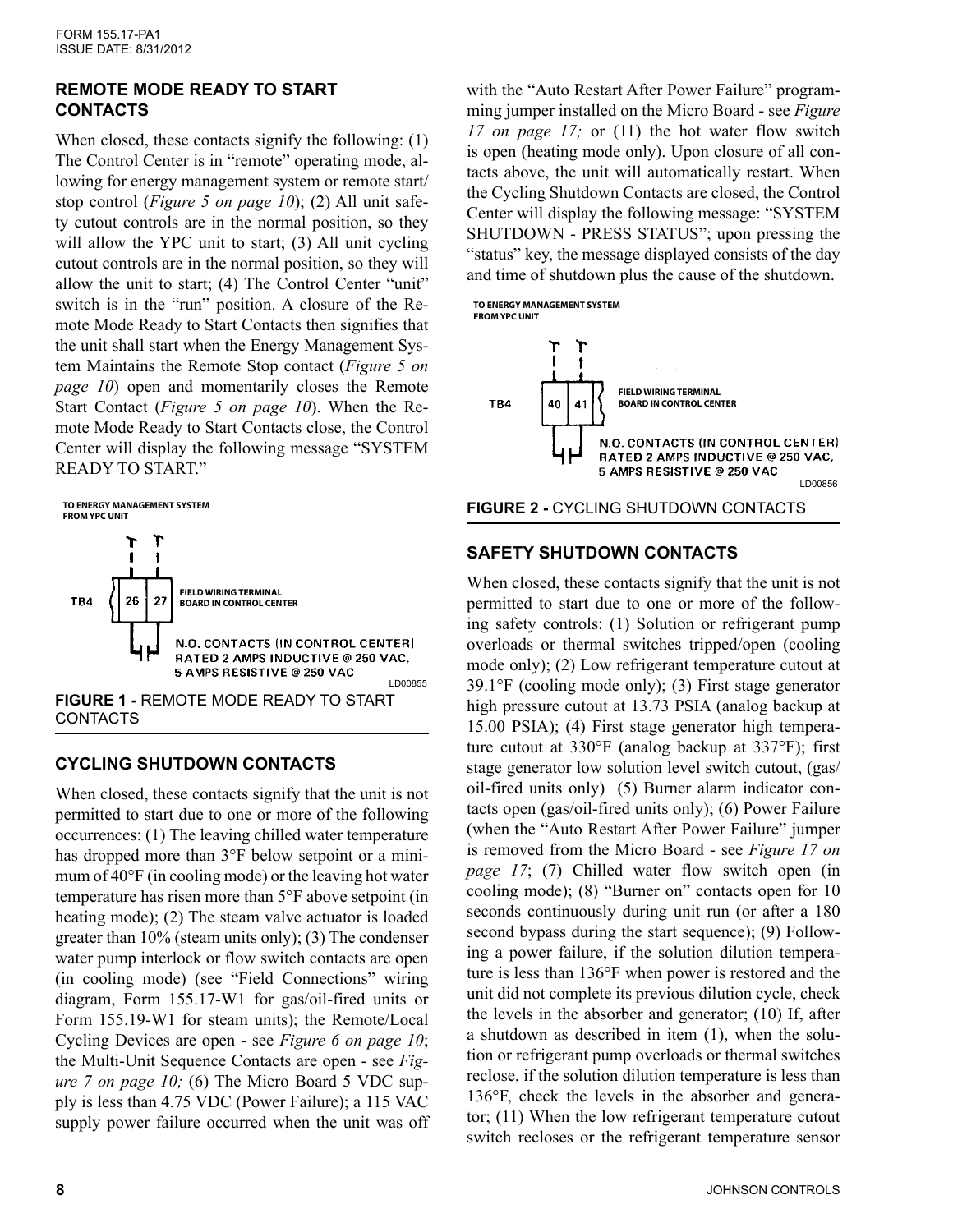## REMOTE MODE READY TO START CONTACTS

When closed, these contacts signify the following: (1) The Control Center is in "remote" operating mode, allowing for energy management system or remote start/stop control (*Figure 5 on page 10*); (2) All unit safety cutout controls are in the normal position, so they will allow the YPC unit to start; (3) All unit cycling cutout controls are in the normal position, so they will allow the unit to start; (4) The Control Center "unit" switch is in the "run" position. A closure of the Remote Mode Ready to Start Contacts then signifies that the unit shall start when the Energy Management System Maintains the Remote Stop contact (*Figure 5 on page 10*) open and momentarily closes the Remote Start Contact (*Figure 5 on page 10*). When the Remote Mode Ready to Start Contacts close, the Control Center will display the following message "SYSTEM READY TO START."

TO ENERGY MANAGEMENT SYSTEM FROM YPC UNIT

TB4 26 27 FIELD WIRING TERMINAL BOARD IN CONTROL CENTER

N.O. CONTACTS (IN CONTROL CENTER) RATED 2 AMPS INDUCTIVE @ 250 VAC, 5 AMPS RESISTIVE @ 250 VAC

LD00855

**FIGURE 1 -** REMOTE MODE READY TO START CONTACTS

## CYCLING SHUTDOWN CONTACTS

When closed, these contacts signify that the unit is not permitted to start due to one or more of the following occurrences: (1) The leaving chilled water temperature has dropped more than 3°F below setpoint or a minimum of 40°F (in cooling mode) or the leaving hot water temperature has risen more than 5°F above setpoint (in heating mode); (2) The steam valve actuator is loaded greater than 10% (steam units only); (3) The condenser water pump interlock or flow switch contacts are open (in cooling mode) (see "Field Connections" wiring diagram, Form 155.17-W1 for gas/oil-fired units or Form 155.19-W1 for steam units); the Remote/Local Cycling Devices are open - see *Figure 6 on page 10*; the Multi-Unit Sequence Contacts are open - see *Figure 7 on page 10;* (6) The Micro Board 5 VDC supply is less than 4.75 VDC (Power Failure); a 115 VAC supply power failure occurred when the unit was off with the "Auto Restart After Power Failure" programming jumper installed on the Micro Board - see *Figure 17 on page 17;* or (11) the hot water flow switch is open (heating mode only). Upon closure of all contacts above, the unit will automatically restart. When the Cycling Shutdown Contacts are closed, the Control Center will display the following message: "SYSTEM SHUTDOWN - PRESS STATUS"; upon pressing the "status" key, the message displayed consists of the day and time of shutdown plus the cause of the shutdown.

TO ENERGY MANAGEMENT SYSTEM FROM YPC UNIT

TB4 40 41 FIELD WIRING TERMINAL BOARD IN CONTROL CENTER

N.O. CONTACTS (IN CONTROL CENTER) RATED 2 AMPS INDUCTIVE @ 250 VAC, 5 AMPS RESISTIVE @ 250 VAC

LD00856

**FIGURE 2 -** CYCLING SHUTDOWN CONTACTS

## SAFETY SHUTDOWN CONTACTS

When closed, these contacts signify that the unit is not permitted to start due to one or more of the following safety controls: (1) Solution or refrigerant pump overloads or thermal switches tripped/open (cooling mode only); (2) Low refrigerant temperature cutout at 39.1°F (cooling mode only); (3) First stage generator high pressure cutout at 13.73 PSIA (analog backup at 15.00 PSIA); (4) First stage generator high temperature cutout at 330°F (analog backup at 337°F); first stage generator low solution level switch cutout, (gas/oil-fired units only) (5) Burner alarm indicator contacts open (gas/oil-fired units only); (6) Power Failure (when the "Auto Restart After Power Failure" jumper is removed from the Micro Board - see *Figure 17 on page 17*; (7) Chilled water flow switch open (in cooling mode); (8) "Burner on" contacts open for 10 seconds continuously during unit run (or after a 180 second bypass during the start sequence); (9) Following a power failure, if the solution dilution temperature is less than 136°F when power is restored and the unit did not complete its previous dilution cycle, check the levels in the absorber and generator; (10) If, after a shutdown as described in item (1), when the solution or refrigerant pump overloads or thermal switches reclose, if the solution dilution temperature is less than 136°F, check the levels in the absorber and generator; (11) When the low refrigerant temperature cutout switch recloses or the refrigerant temperature sensor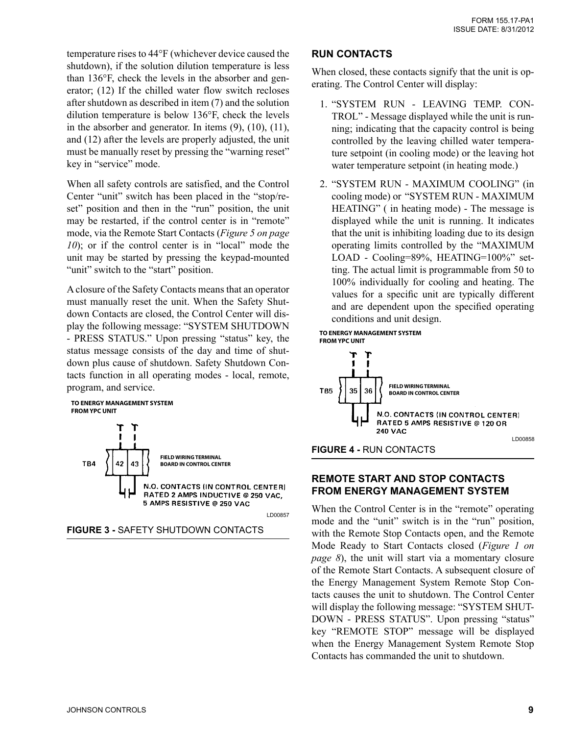temperature rises to 44°F (whichever device caused the shutdown), if the solution dilution temperature is less than 136°F, check the levels in the absorber and generator; (12) If the chilled water flow switch recloses after shutdown as described in item (7) and the solution dilution temperature is below 136°F, check the levels in the absorber and generator. In items (9), (10), (11), and (12) after the levels are properly adjusted, the unit must be manually reset by pressing the "warning reset" key in "service" mode.

When all safety controls are satisfied, and the Control Center "unit" switch has been placed in the "stop/reset" position and then in the "run" position, the unit may be restarted, if the control center is in "remote" mode, via the Remote Start Contacts (*Figure 5 on page 10*); or if the control center is in "local" mode the unit may be started by pressing the keypad-mounted "unit" switch to the "start" position.

A closure of the Safety Contacts means that an operator must manually reset the unit. When the Safety Shutdown Contacts are closed, the Control Center will display the following message: "SYSTEM SHUTDOWN - PRESS STATUS." Upon pressing "status" key, the status message consists of the day and time of shutdown plus cause of shutdown. Safety Shutdown Contacts function in all operating modes - local, remote, program, and service.

TO ENERGY MANAGEMENT SYSTEM FROM YPC UNIT

TB4 42 43 FIELD WIRING TERMINAL BOARD IN CONTROL CENTER

N.O. CONTACTS (IN CONTROL CENTER) RATED 2 AMPS INDUCTIVE @ 250 VAC, 5 AMPS RESISTIVE @ 250 VAC

LD00857

**FIGURE 3 -** SAFETY SHUTDOWN CONTACTS

## RUN CONTACTS

When closed, these contacts signify that the unit is operating. The Control Center will display:

1. "SYSTEM RUN - LEAVING TEMP. CONTROL" - Message displayed while the unit is running; indicating that the capacity control is being controlled by the leaving chilled water temperature setpoint (in cooling mode) or the leaving hot water temperature setpoint (in heating mode.)
2. "SYSTEM RUN - MAXIMUM COOLING" (in cooling mode) or "SYSTEM RUN - MAXIMUM HEATING" ( in heating mode) - The message is displayed while the unit is running. It indicates that the unit is inhibiting loading due to its design operating limits controlled by the "MAXIMUM LOAD - Cooling=89%, HEATING=100%" setting. The actual limit is programmable from 50 to 100% individually for cooling and heating. The values for a specific unit are typically different and are dependent upon the specified operating conditions and unit design.

TO ENERGY MANAGEMENT SYSTEM FROM YPC UNIT

TB5 35 36 FIELD WIRING TERMINAL BOARD IN CONTROL CENTER

N.O. CONTACTS (IN CONTROL CENTER) RATED 5 AMPS RESISTIVE @ 120 OR 240 VAC

LD00858

**FIGURE 4 -** RUN CONTACTS

## REMOTE START AND STOP CONTACTS FROM ENERGY MANAGEMENT SYSTEM

When the Control Center is in the "remote" operating mode and the "unit" switch is in the "run" position, with the Remote Stop Contacts open, and the Remote Mode Ready to Start Contacts closed (*Figure 1 on page 8*), the unit will start via a momentary closure of the Remote Start Contacts. A subsequent closure of the Energy Management System Remote Stop Contacts causes the unit to shutdown. The Control Center will display the following message: "SYSTEM SHUTDOWN - PRESS STATUS". Upon pressing "status" key "REMOTE STOP" message will be displayed when the Energy Management System Remote Stop Contacts has commanded the unit to shutdown.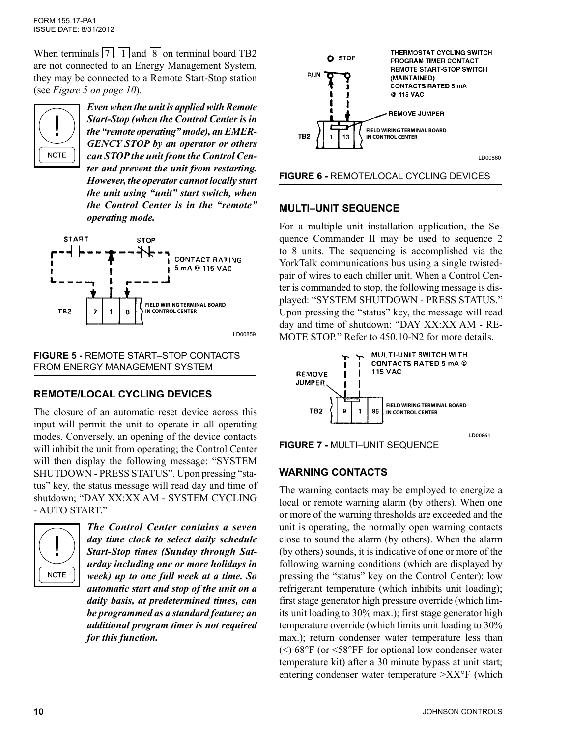When terminals 7, 1 and 8 on terminal board TB2 are not connected to an Energy Management System, they may be connected to a Remote Start-Stop station (see *Figure 5 on page 10*).

> NOTE
>
> ***Even when the unit is applied with Remote Start-Stop (when the Control Center is in the "remote operating" mode), an EMERGENCY STOP by an operator or others can STOP the unit from the Control Center and prevent the unit from restarting. However, the operator cannot locally start the unit using "unit" start switch, when the Control Center is in the "remote" operating mode.***

START STOP CONTACT RATING 5 mA @ 115 VAC TB2 7 1 8 FIELD WIRING TERMINAL BOARD IN CONTROL CENTER

LD00859

**FIGURE 5 -** REMOTE START–STOP CONTACTS FROM ENERGY MANAGEMENT SYSTEM

## REMOTE/LOCAL CYCLING DEVICES

The closure of an automatic reset device across this input will permit the unit to operate in all operating modes. Conversely, an opening of the device contacts will inhibit the unit from operating; the Control Center will then display the following message: "SYSTEM SHUTDOWN - PRESS STATUS". Upon pressing "status" key, the status message will read day and time of shutdown; "DAY XX:XX AM - SYSTEM CYCLING - AUTO START."

> NOTE
>
> ***The Control Center contains a seven day time clock to select daily schedule Start-Stop times (Sunday through Saturday including one or more holidays in week) up to one full week at a time. So automatic start and stop of the unit on a daily basis, at predetermined times, can be programmed as a standard feature; an additional program timer is not required for this function.***

STOP RUN THERMOSTAT CYCLING SWITCH PROGRAM TIMER CONTACT REMOTE START-STOP SWITCH (MAINTAINED) CONTACTS RATED 5 mA @ 115 VAC REMOVE JUMPER TB2 1 13 FIELD WIRING TERMINAL BOARD IN CONTROL CENTER

LD00860

**FIGURE 6 -** REMOTE/LOCAL CYCLING DEVICES

## MULTI–UNIT SEQUENCE

For a multiple unit installation application, the Sequence Commander II may be used to sequence 2 to 8 units. The sequencing is accomplished via the YorkTalk communications bus using a single twisted-pair of wires to each chiller unit. When a Control Center is commanded to stop, the following message is displayed: "SYSTEM SHUTDOWN - PRESS STATUS." Upon pressing the "status" key, the message will read day and time of shutdown: "DAY XX:XX AM - REMOTE STOP." Refer to 450.10-N2 for more details.

REMOVE JUMPER MULTI-UNIT SWITCH WITH CONTACTS RATED 5 mA @ 115 VAC TB2 9 1 95 FIELD WIRING TERMINAL BOARD IN CONTROL CENTER

LD00861

**FIGURE 7 -** MULTI–UNIT SEQUENCE

## WARNING CONTACTS

The warning contacts may be employed to energize a local or remote warning alarm (by others). When one or more of the warning thresholds are exceeded and the unit is operating, the normally open warning contacts close to sound the alarm (by others). When the alarm (by others) sounds, it is indicative of one or more of the following warning conditions (which are displayed by pressing the "status" key on the Control Center): low refrigerant temperature (which inhibits unit loading); first stage generator high pressure override (which limits unit loading to 30% max.); first stage generator high temperature override (which limits unit loading to 30% max.); return condenser water temperature less than (<) 68°F (or <58°FF for optional low condenser water temperature kit) after a 30 minute bypass at unit start; entering condenser water temperature >XX°F (which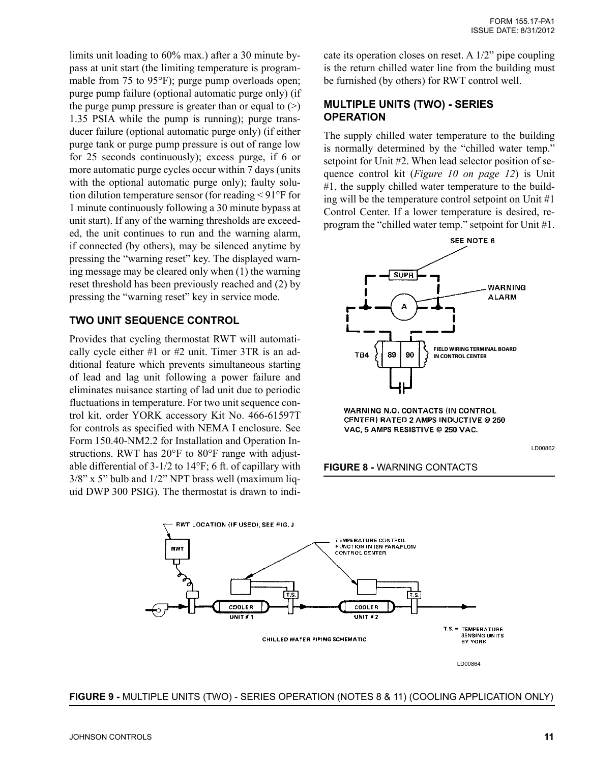limits unit loading to 60% max.) after a 30 minute bypass at unit start (the limiting temperature is programmable from 75 to 95°F); purge pump overloads open; purge pump failure (optional automatic purge only) (if the purge pump pressure is greater than or equal to (>) 1.35 PSIA while the pump is running); purge transducer failure (optional automatic purge only) (if either purge tank or purge pump pressure is out of range low for 25 seconds continuously); excess purge, if 6 or more automatic purge cycles occur within 7 days (units with the optional automatic purge only); faulty solution dilution temperature sensor (for reading < 91°F for 1 minute continuously following a 30 minute bypass at unit start). If any of the warning thresholds are exceeded, the unit continues to run and the warning alarm, if connected (by others), may be silenced anytime by pressing the "warning reset" key. The displayed warning message may be cleared only when (1) the warning reset threshold has been previously reached and (2) by pressing the "warning reset" key in service mode.

## TWO UNIT SEQUENCE CONTROL

Provides that cycling thermostat RWT will automatically cycle either #1 or #2 unit. Timer 3TR is an additional feature which prevents simultaneous starting of lead and lag unit following a power failure and eliminates nuisance starting of lad unit due to periodic fluctuations in temperature. For two unit sequence control kit, order YORK accessory Kit No. 466-61597T for controls as specified with NEMA I enclosure. See Form 150.40-NM2.2 for Installation and Operation Instructions. RWT has 20°F to 80°F range with adjustable differential of 3-1/2 to 14°F; 6 ft. of capillary with 3/8" x 5" bulb and 1/2" NPT brass well (maximum liquid DWP 300 PSIG). The thermostat is drawn to indicate its operation closes on reset. A 1/2" pipe coupling is the return chilled water line from the building must be furnished (by others) for RWT control well.

## MULTIPLE UNITS (TWO) - SERIES OPERATION

The supply chilled water temperature to the building is normally determined by the "chilled water temp." setpoint for Unit #2. When lead selector position of sequence control kit (*Figure 10 on page 12*) is Unit #1, the supply chilled water temperature to the building will be the temperature control setpoint on Unit #1 Control Center. If a lower temperature is desired, reprogram the "chilled water temp." setpoint for Unit #1.

SEE NOTE 6

SUPR

WARNING ALARM

A

TB4 89 90 FIELD WIRING TERMINAL BOARD IN CONTROL CENTER

WARNING N.O. CONTACTS (IN CONTROL CENTER) RATED 2 AMPS INDUCTIVE @ 250 VAC, 5 AMPS RESISTIVE @ 250 VAC.

LD00862

**FIGURE 8 -** WARNING CONTACTS

RWT LOCATION (IF USED), SEE FIG. J

RWT

TEMPERATURE CONTROL FUNCTION IN ISN PARAFLOW CONTROL CENTER

T.S. T.S.

COOLER UNIT # 1 COOLER UNIT # 2

CHILLED WATER PIPING SCHEMATIC

T.S. = TEMPERATURE SENSING UNITS BY YORK

LD00864

**FIGURE 9 -** MULTIPLE UNITS (TWO) - SERIES OPERATION (NOTES 8 & 11) (COOLING APPLICATION ONLY)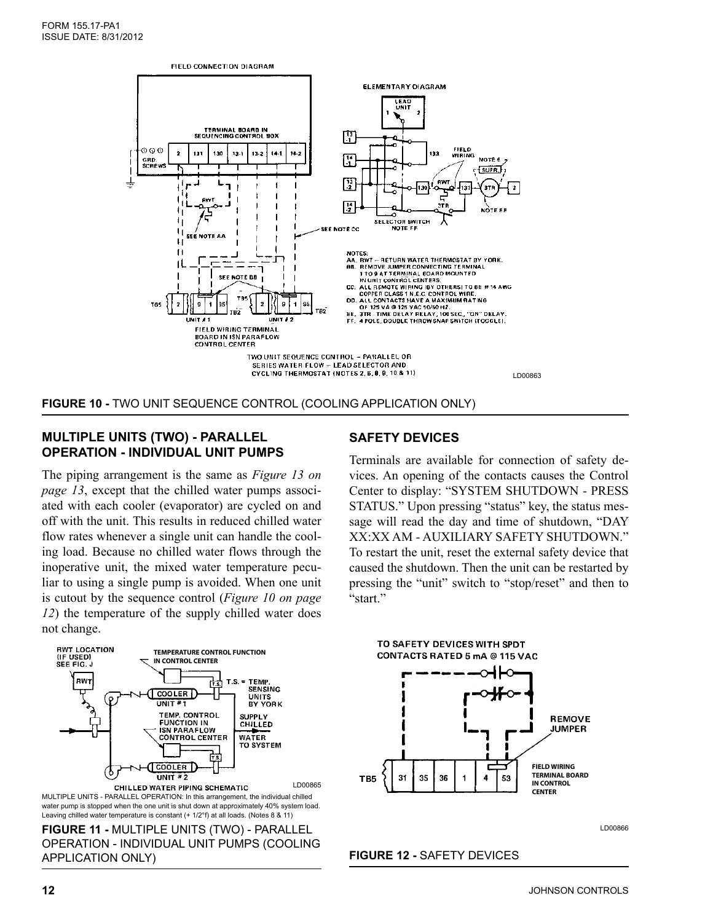**FIGURE 10 -** TWO UNIT SEQUENCE CONTROL (COOLING APPLICATION ONLY)

## MULTIPLE UNITS (TWO) - PARALLEL OPERATION - INDIVIDUAL UNIT PUMPS

The piping arrangement is the same as *Figure 13 on page 13*, except that the chilled water pumps associated with each cooler (evaporator) are cycled on and off with the unit. This results in reduced chilled water flow rates whenever a single unit can handle the cooling load. Because no chilled water flows through the inoperative unit, the mixed water temperature peculiar to using a single pump is avoided. When one unit is cutout by the sequence control (*Figure 10 on page 12*) the temperature of the supply chilled water does not change.

MULTIPLE UNITS - PARALLEL OPERATION: In this arrangement, the individual chilled water pump is stopped when the one unit is shut down at approximately 40% system load. Leaving chilled water temperature is constant (+ 1/2°f) at all loads. (Notes 8 & 11)

**FIGURE 11 -** MULTIPLE UNITS (TWO) - PARALLEL OPERATION - INDIVIDUAL UNIT PUMPS (COOLING APPLICATION ONLY)

## SAFETY DEVICES

Terminals are available for connection of safety devices. An opening of the contacts causes the Control Center to display: "SYSTEM SHUTDOWN - PRESS STATUS." Upon pressing "status" key, the status message will read the day and time of shutdown, "DAY XX:XX AM - AUXILIARY SAFETY SHUTDOWN." To restart the unit, reset the external safety device that caused the shutdown. Then the unit can be restarted by pressing the "unit" switch to "stop/reset" and then to "start."

**FIGURE 12 -** SAFETY DEVICES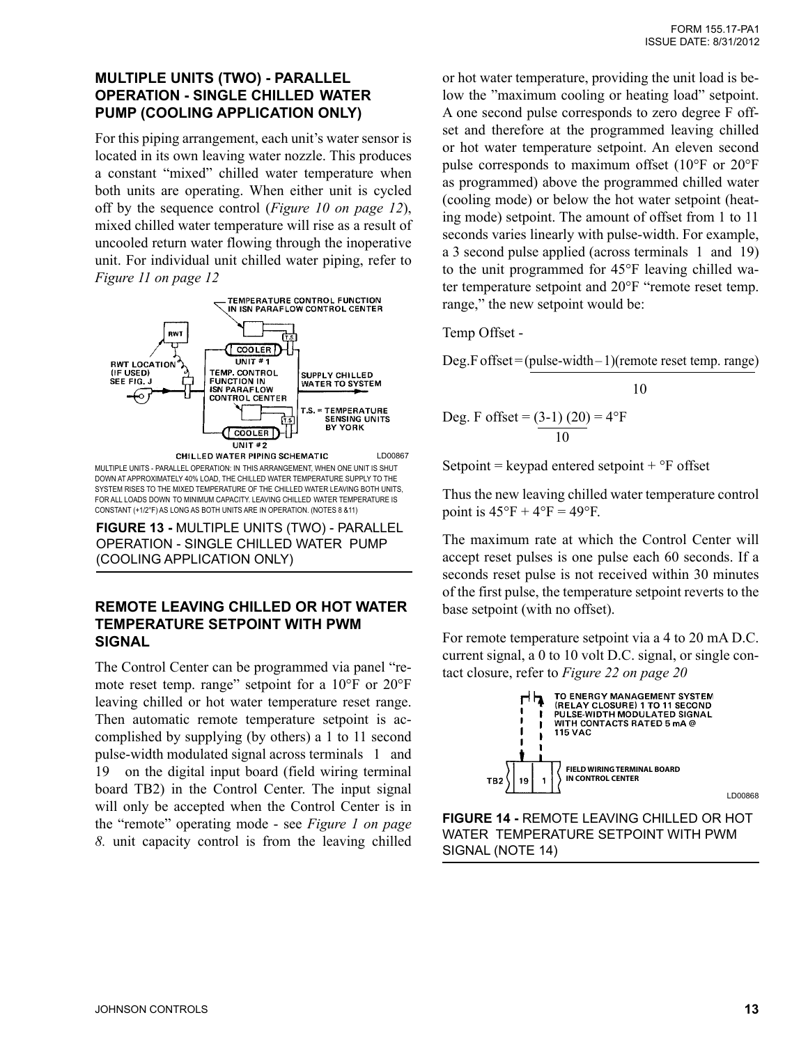## MULTIPLE UNITS (TWO) - PARALLEL OPERATION - SINGLE CHILLED WATER PUMP (COOLING APPLICATION ONLY)

For this piping arrangement, each unit's water sensor is located in its own leaving water nozzle. This produces a constant "mixed" chilled water temperature when both units are operating. When either unit is cycled off by the sequence control (*Figure 10 on page 12*), mixed chilled water temperature will rise as a result of uncooled return water flowing through the inoperative unit. For individual unit chilled water piping, refer to *Figure 11 on page 12*

MULTIPLE UNITS - PARALLEL OPERATION: IN THIS ARRANGEMENT, WHEN ONE UNIT IS SHUT DOWN AT APPROXIMATELY 40% LOAD, THE CHILLED WATER TEMPERATURE SUPPLY TO THE SYSTEM RISES TO THE MIXED TEMPERATURE OF THE CHILLED WATER LEAVING BOTH UNITS, FOR ALL LOADS DOWN TO MINIMUM CAPACITY. LEAVING CHILLED WATER TEMPERATURE IS CONSTANT (+1/2°F) AS LONG AS BOTH UNITS ARE IN OPERATION. (NOTES 8 &11)

**FIGURE 13 -** MULTIPLE UNITS (TWO) - PARALLEL OPERATION - SINGLE CHILLED WATER PUMP (COOLING APPLICATION ONLY)

## REMOTE LEAVING CHILLED OR HOT WATER TEMPERATURE SETPOINT WITH PWM SIGNAL

The Control Center can be programmed via panel "remote reset temp. range" setpoint for a 10°F or 20°F leaving chilled or hot water temperature reset range. Then automatic remote temperature setpoint is accomplished by supplying (by others) a 1 to 11 second pulse-width modulated signal across terminals 1 and 19 on the digital input board (field wiring terminal board TB2) in the Control Center. The input signal will only be accepted when the Control Center is in the "remote" operating mode - see *Figure 1 on page 8.* unit capacity control is from the leaving chilled or hot water temperature, providing the unit load is below the "maximum cooling or heating load" setpoint. A one second pulse corresponds to zero degree F offset and therefore at the programmed leaving chilled or hot water temperature setpoint. An eleven second pulse corresponds to maximum offset (10°F or 20°F as programmed) above the programmed chilled water (cooling mode) or below the hot water setpoint (heating mode) setpoint. The amount of offset from 1 to 11 seconds varies linearly with pulse-width. For example, a 3 second pulse applied (across terminals 1 and 19) to the unit programmed for 45°F leaving chilled water temperature setpoint and 20°F "remote reset temp. range," the new setpoint would be:

Temp Offset -

$$\text{Deg.F offset} = \frac{(\text{pulse-width} - 1)(\text{remote reset temp. range})}{10}$$

$$\text{Deg. F offset} = \frac{(3-1)\ (20)}{10} = 4°F$$

Setpoint = keypad entered setpoint + °F offset

Thus the new leaving chilled water temperature control point is 45°F + 4°F = 49°F.

The maximum rate at which the Control Center will accept reset pulses is one pulse each 60 seconds. If a seconds reset pulse is not received within 30 minutes of the first pulse, the temperature setpoint reverts to the base setpoint (with no offset).

For remote temperature setpoint via a 4 to 20 mA D.C. current signal, a 0 to 10 volt D.C. signal, or single contact closure, refer to *Figure 22 on page 20*

**FIGURE 14 -** REMOTE LEAVING CHILLED OR HOT WATER TEMPERATURE SETPOINT WITH PWM SIGNAL (NOTE 14)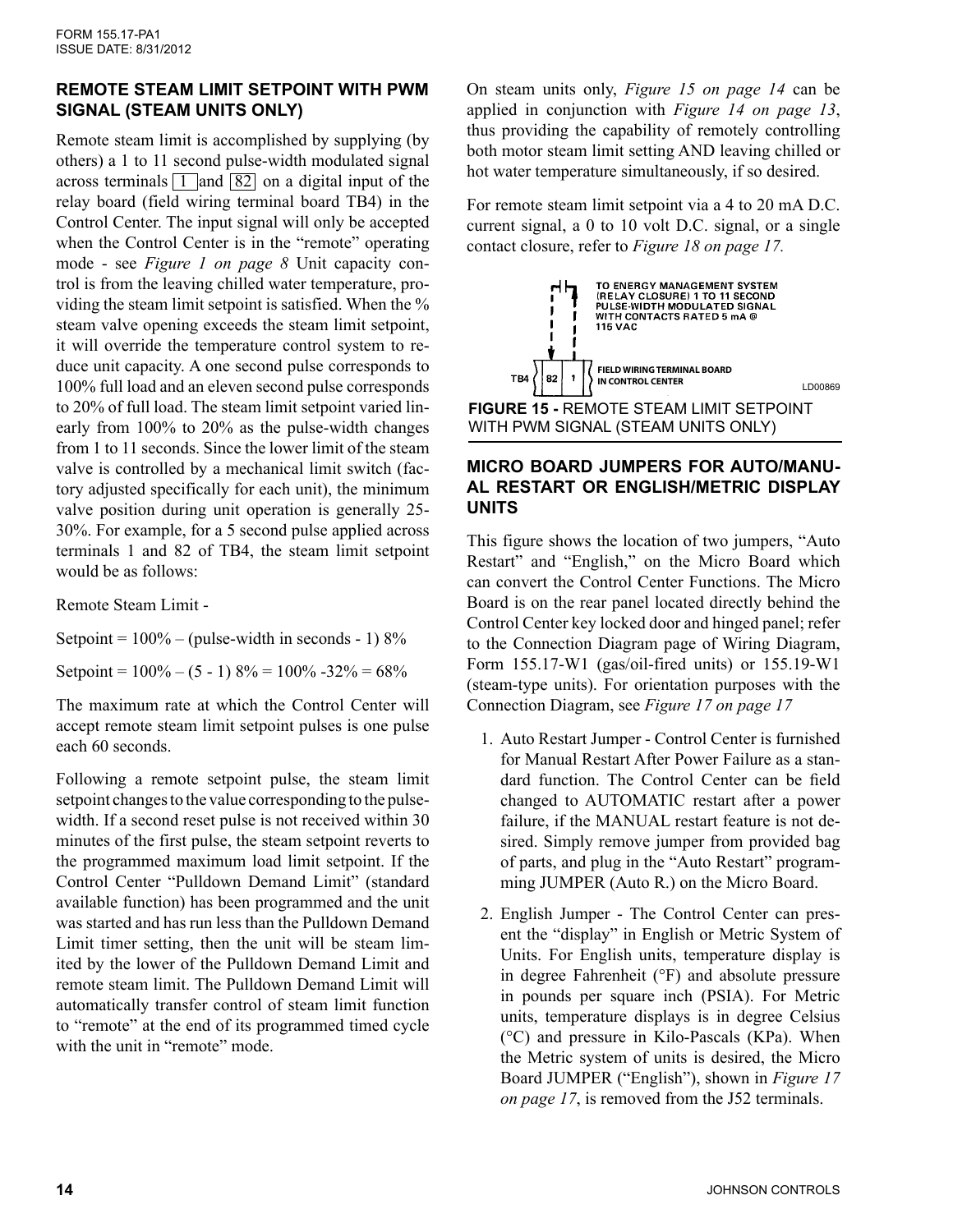## REMOTE STEAM LIMIT SETPOINT WITH PWM SIGNAL (STEAM UNITS ONLY)

Remote steam limit is accomplished by supplying (by others) a 1 to 11 second pulse-width modulated signal across terminals 1 and 82 on a digital input of the relay board (field wiring terminal board TB4) in the Control Center. The input signal will only be accepted when the Control Center is in the "remote" operating mode - see *Figure 1 on page 8* Unit capacity control is from the leaving chilled water temperature, providing the steam limit setpoint is satisfied. When the % steam valve opening exceeds the steam limit setpoint, it will override the temperature control system to reduce unit capacity. A one second pulse corresponds to 100% full load and an eleven second pulse corresponds to 20% of full load. The steam limit setpoint varied linearly from 100% to 20% as the pulse-width changes from 1 to 11 seconds. Since the lower limit of the steam valve is controlled by a mechanical limit switch (factory adjusted specifically for each unit), the minimum valve position during unit operation is generally 25-30%. For example, for a 5 second pulse applied across terminals 1 and 82 of TB4, the steam limit setpoint would be as follows:

Remote Steam Limit -

Setpoint = 100% – (pulse-width in seconds - 1) 8%

Setpoint = 100% – (5 - 1) 8% = 100% -32% = 68%

The maximum rate at which the Control Center will accept remote steam limit setpoint pulses is one pulse each 60 seconds.

Following a remote setpoint pulse, the steam limit setpoint changes to the value corresponding to the pulse-width. If a second reset pulse is not received within 30 minutes of the first pulse, the steam setpoint reverts to the programmed maximum load limit setpoint. If the Control Center "Pulldown Demand Limit" (standard available function) has been programmed and the unit was started and has run less than the Pulldown Demand Limit timer setting, then the unit will be steam limited by the lower of the Pulldown Demand Limit and remote steam limit. The Pulldown Demand Limit will automatically transfer control of steam limit function to "remote" at the end of its programmed timed cycle with the unit in "remote" mode.

On steam units only, *Figure 15 on page 14* can be applied in conjunction with *Figure 14 on page 13*, thus providing the capability of remotely controlling both motor steam limit setting AND leaving chilled or hot water temperature simultaneously, if so desired.

For remote steam limit setpoint via a 4 to 20 mA D.C. current signal, a 0 to 10 volt D.C. signal, or a single contact closure, refer to *Figure 18 on page 17.*

TO ENERGY MANAGEMENT SYSTEM (RELAY CLOSURE) 1 TO 11 SECOND PULSE-WIDTH MODULATED SIGNAL WITH CONTACTS RATED 5 mA @ 115 VAC

TB4 | 82 | 1 | FIELD WIRING TERMINAL BOARD IN CONTROL CENTER

LD00869

**FIGURE 15 -** REMOTE STEAM LIMIT SETPOINT WITH PWM SIGNAL (STEAM UNITS ONLY)

## MICRO BOARD JUMPERS FOR AUTO/MANUAL RESTART OR ENGLISH/METRIC DISPLAY UNITS

This figure shows the location of two jumpers, "Auto Restart" and "English," on the Micro Board which can convert the Control Center Functions. The Micro Board is on the rear panel located directly behind the Control Center key locked door and hinged panel; refer to the Connection Diagram page of Wiring Diagram, Form 155.17-W1 (gas/oil-fired units) or 155.19-W1 (steam-type units). For orientation purposes with the Connection Diagram, see *Figure 17 on page 17*

1. Auto Restart Jumper - Control Center is furnished for Manual Restart After Power Failure as a standard function. The Control Center can be field changed to AUTOMATIC restart after a power failure, if the MANUAL restart feature is not desired. Simply remove jumper from provided bag of parts, and plug in the "Auto Restart" programming JUMPER (Auto R.) on the Micro Board.
2. English Jumper - The Control Center can present the "display" in English or Metric System of Units. For English units, temperature display is in degree Fahrenheit (°F) and absolute pressure in pounds per square inch (PSIA). For Metric units, temperature displays is in degree Celsius (°C) and pressure in Kilo-Pascals (KPa). When the Metric system of units is desired, the Micro Board JUMPER ("English"), shown in *Figure 17 on page 17*, is removed from the J52 terminals.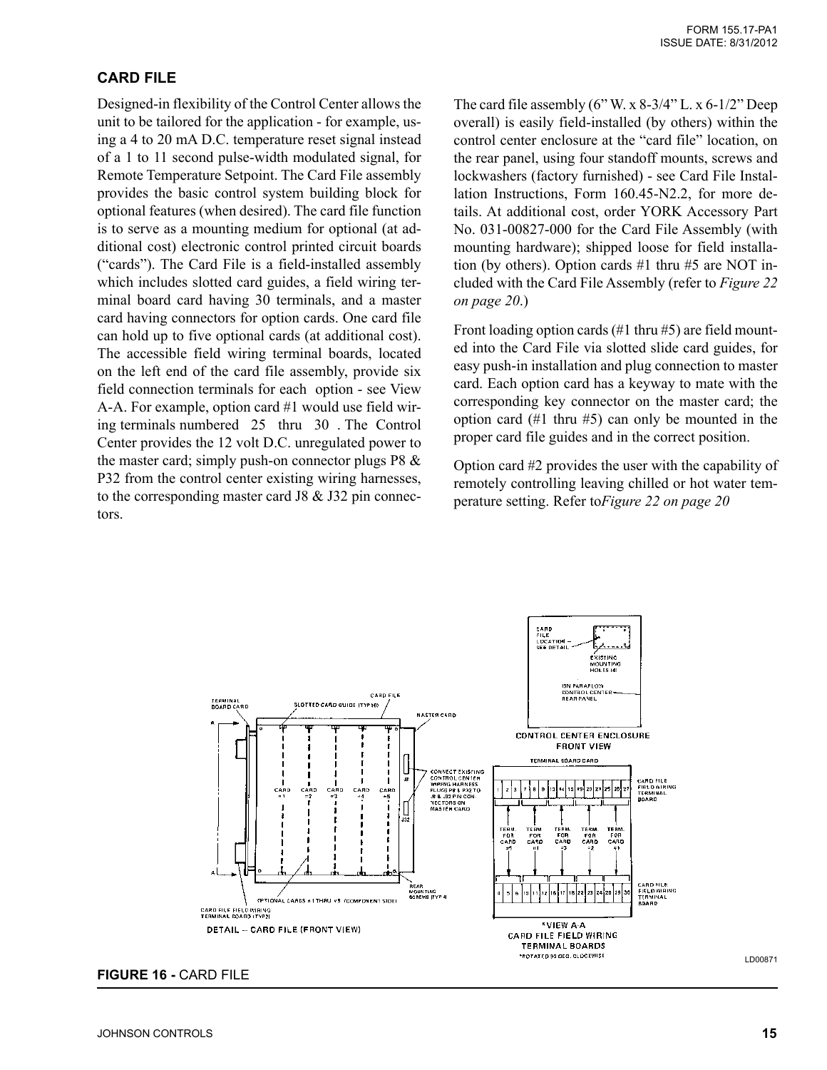## CARD FILE

Designed-in flexibility of the Control Center allows the unit to be tailored for the application - for example, using a 4 to 20 mA D.C. temperature reset signal instead of a 1 to 11 second pulse-width modulated signal, for Remote Temperature Setpoint. The Card File assembly provides the basic control system building block for optional features (when desired). The card file function is to serve as a mounting medium for optional (at additional cost) electronic control printed circuit boards ("cards"). The Card File is a field-installed assembly which includes slotted card guides, a field wiring terminal board card having 30 terminals, and a master card having connectors for option cards. One card file can hold up to five optional cards (at additional cost). The accessible field wiring terminal boards, located on the left end of the card file assembly, provide six field connection terminals for each option - see View A-A. For example, option card #1 would use field wiring terminals numbered 25 thru 30 . The Control Center provides the 12 volt D.C. unregulated power to the master card; simply push-on connector plugs P8 & P32 from the control center existing wiring harnesses, to the corresponding master card J8 & J32 pin connectors.

The card file assembly (6" W. x 8-3/4" L. x 6-1/2" Deep overall) is easily field-installed (by others) within the control center enclosure at the "card file" location, on the rear panel, using four standoff mounts, screws and lockwashers (factory furnished) - see Card File Installation Instructions, Form 160.45-N2.2, for more details. At additional cost, order YORK Accessory Part No. 031-00827-000 for the Card File Assembly (with mounting hardware); shipped loose for field installation (by others). Option cards #1 thru #5 are NOT included with the Card File Assembly (refer to *Figure 22 on page 20*.)

Front loading option cards (#1 thru #5) are field mounted into the Card File via slotted slide card guides, for easy push-in installation and plug connection to master card. Each option card has a keyway to mate with the corresponding key connector on the master card; the option card (#1 thru #5) can only be mounted in the proper card file guides and in the correct position.

Option card #2 provides the user with the capability of remotely controlling leaving chilled or hot water temperature setting. Refer to *Figure 22 on page 20*

LD00871

**FIGURE 16 -** CARD FILE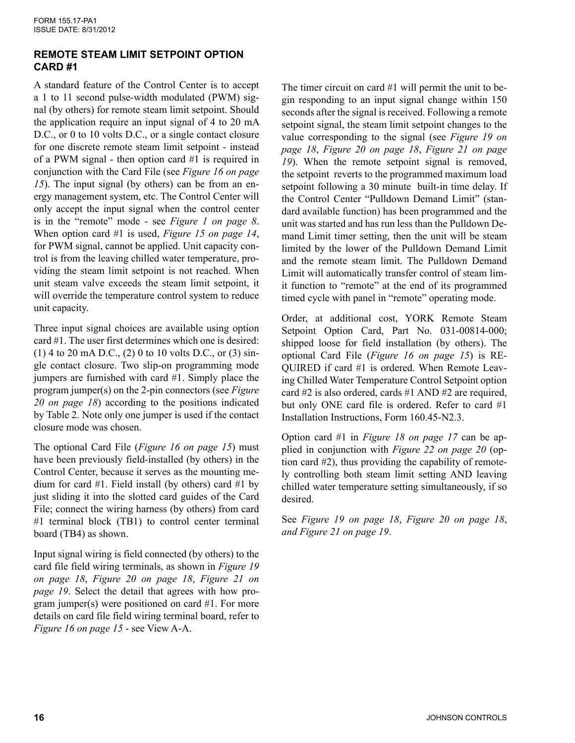## REMOTE STEAM LIMIT SETPOINT OPTION CARD #1

A standard feature of the Control Center is to accept a 1 to 11 second pulse-width modulated (PWM) signal (by others) for remote steam limit setpoint. Should the application require an input signal of 4 to 20 mA D.C., or 0 to 10 volts D.C., or a single contact closure for one discrete remote steam limit setpoint - instead of a PWM signal - then option card #1 is required in conjunction with the Card File (see *Figure 16 on page 15*). The input signal (by others) can be from an energy management system, etc. The Control Center will only accept the input signal when the control center is in the "remote" mode - see *Figure 1 on page 8*. When option card #1 is used, *Figure 15 on page 14*, for PWM signal, cannot be applied. Unit capacity control is from the leaving chilled water temperature, providing the steam limit setpoint is not reached. When unit steam valve exceeds the steam limit setpoint, it will override the temperature control system to reduce unit capacity.

Three input signal choices are available using option card #1. The user first determines which one is desired: (1) 4 to 20 mA D.C., (2) 0 to 10 volts D.C., or (3) single contact closure. Two slip-on programming mode jumpers are furnished with card #1. Simply place the program jumper(s) on the 2-pin connectors (see *Figure 20 on page 18*) according to the positions indicated by Table 2. Note only one jumper is used if the contact closure mode was chosen.

The optional Card File (*Figure 16 on page 15*) must have been previously field-installed (by others) in the Control Center, because it serves as the mounting medium for card #1. Field install (by others) card #1 by just sliding it into the slotted card guides of the Card File; connect the wiring harness (by others) from card #1 terminal block (TB1) to control center terminal board (TB4) as shown.

Input signal wiring is field connected (by others) to the card file field wiring terminals, as shown in *Figure 19 on page 18*, *Figure 20 on page 18*, *Figure 21 on page 19*. Select the detail that agrees with how program jumper(s) were positioned on card #1. For more details on card file field wiring terminal board, refer to *Figure 16 on page 15* - see View A-A.

The timer circuit on card #1 will permit the unit to begin responding to an input signal change within 150 seconds after the signal is received. Following a remote setpoint signal, the steam limit setpoint changes to the value corresponding to the signal (see *Figure 19 on page 18*, *Figure 20 on page 18*, *Figure 21 on page 19*). When the remote setpoint signal is removed, the setpoint reverts to the programmed maximum load setpoint following a 30 minute built-in time delay. If the Control Center "Pulldown Demand Limit" (standard available function) has been programmed and the unit was started and has run less than the Pulldown Demand Limit timer setting, then the unit will be steam limited by the lower of the Pulldown Demand Limit and the remote steam limit. The Pulldown Demand Limit will automatically transfer control of steam limit function to "remote" at the end of its programmed timed cycle with panel in "remote" operating mode.

Order, at additional cost, YORK Remote Steam Setpoint Option Card, Part No. 031-00814-000; shipped loose for field installation (by others). The optional Card File (*Figure 16 on page 15*) is REQUIRED if card #1 is ordered. When Remote Leaving Chilled Water Temperature Control Setpoint option card #2 is also ordered, cards #1 AND #2 are required, but only ONE card file is ordered. Refer to card #1 Installation Instructions, Form 160.45-N2.3.

Option card #1 in *Figure 18 on page 17* can be applied in conjunction with *Figure 22 on page 20* (option card #2), thus providing the capability of remotely controlling both steam limit setting AND leaving chilled water temperature setting simultaneously, if so desired.

See *Figure 19 on page 18*, *Figure 20 on page 18, and Figure 21 on page 19*.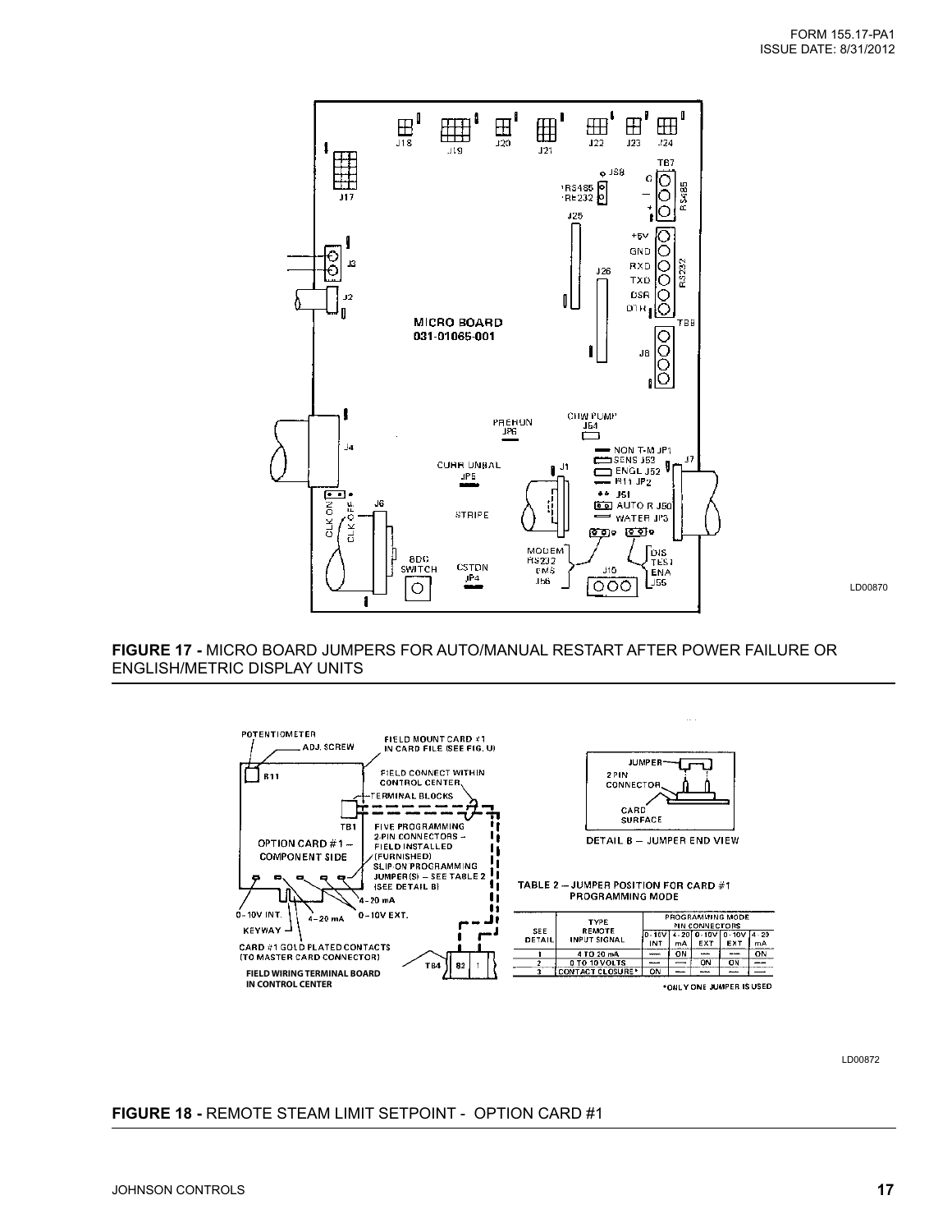**FIGURE 17 -** MICRO BOARD JUMPERS FOR AUTO/MANUAL RESTART AFTER POWER FAILURE OR ENGLISH/METRIC DISPLAY UNITS

TABLE 2 – JUMPER POSITION FOR CARD #1 PROGRAMMING MODE

| SEE DETAIL | TYPE REMOTE INPUT SIGNAL | PROGRAMMING MODE PIN CONNECTORS | | | | |
|---|---|---|---|---|---|---|
| | | 0-10V INT | 4-20 mA | 0-10V EXT | 0-10V EXT | 4-20 mA |
| 1 | 4 TO 20 mA | — | ON | — | — | ON |
| 2 | 0 TO 10 VOLTS | — | — | ON | ON | — |
| 3 | CONTACT CLOSURE* | ON | — | — | — | — |

*ONLY ONE JUMPER IS USED

**FIGURE 18 -** REMOTE STEAM LIMIT SETPOINT - OPTION CARD #1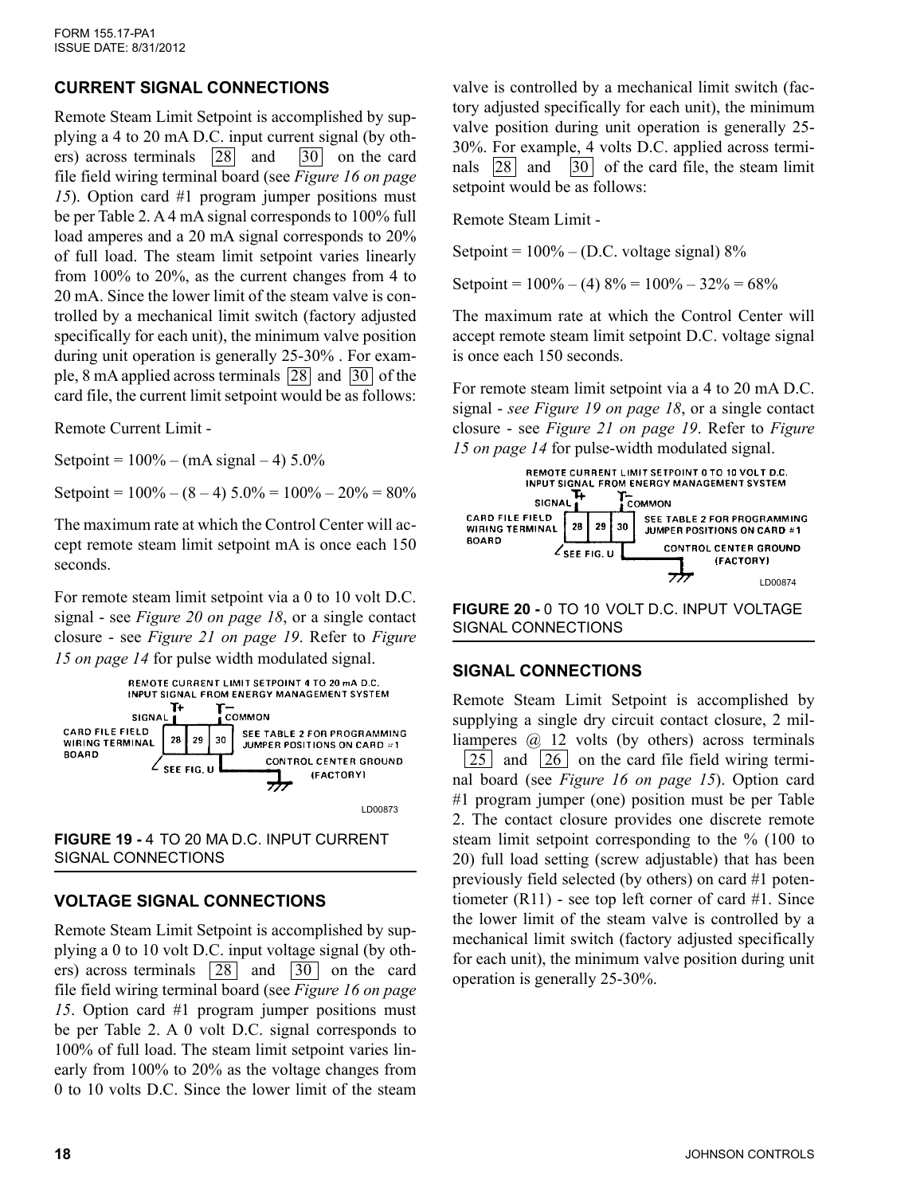## CURRENT SIGNAL CONNECTIONS

Remote Steam Limit Setpoint is accomplished by supplying a 4 to 20 mA D.C. input current signal (by others) across terminals 28 and 30 on the card file field wiring terminal board (see *Figure 16 on page 15*). Option card #1 program jumper positions must be per Table 2. A 4 mA signal corresponds to 100% full load amperes and a 20 mA signal corresponds to 20% of full load. The steam limit setpoint varies linearly from 100% to 20%, as the current changes from 4 to 20 mA. Since the lower limit of the steam valve is controlled by a mechanical limit switch (factory adjusted specifically for each unit), the minimum valve position during unit operation is generally 25-30% . For example, 8 mA applied across terminals 28 and 30 of the card file, the current limit setpoint would be as follows:

Remote Current Limit -

Setpoint = 100% – (mA signal – 4) 5.0%

Setpoint = 100% – (8 – 4) 5.0% = 100% – 20% = 80%

The maximum rate at which the Control Center will accept remote steam limit setpoint mA is once each 150 seconds.

For remote steam limit setpoint via a 0 to 10 volt D.C. signal - see *Figure 20 on page 18*, or a single contact closure - see *Figure 21 on page 19*. Refer to *Figure 15 on page 14* for pulse width modulated signal.

REMOTE CURRENT LIMIT SETPOINT 4 TO 20 mA D.C. INPUT SIGNAL FROM ENERGY MANAGEMENT SYSTEM

SIGNAL + / COMMON –

CARD FILE FIELD WIRING TERMINAL BOARD: 28 | 29 | 30

SEE TABLE 2 FOR PROGRAMMING JUMPER POSITIONS ON CARD #1

SEE FIG. U

CONTROL CENTER GROUND (FACTORY)

LD00873

**FIGURE 19 -** 4 TO 20 MA D.C. INPUT CURRENT SIGNAL CONNECTIONS

## VOLTAGE SIGNAL CONNECTIONS

Remote Steam Limit Setpoint is accomplished by supplying a 0 to 10 volt D.C. input voltage signal (by others) across terminals 28 and 30 on the card file field wiring terminal board (see *Figure 16 on page 15*. Option card #1 program jumper positions must be per Table 2. A 0 volt D.C. signal corresponds to 100% of full load. The steam limit setpoint varies linearly from 100% to 20% as the voltage changes from 0 to 10 volts D.C. Since the lower limit of the steam valve is controlled by a mechanical limit switch (factory adjusted specifically for each unit), the minimum valve position during unit operation is generally 25-30%. For example, 4 volts D.C. applied across terminals 28 and 30 of the card file, the steam limit setpoint would be as follows:

Remote Steam Limit -

Setpoint = 100% – (D.C. voltage signal) 8%

Setpoint = 100% – (4) 8% = 100% – 32% = 68%

The maximum rate at which the Control Center will accept remote steam limit setpoint D.C. voltage signal is once each 150 seconds.

For remote steam limit setpoint via a 4 to 20 mA D.C. signal - *see Figure 19 on page 18*, or a single contact closure - see *Figure 21 on page 19*. Refer to *Figure 15 on page 14* for pulse-width modulated signal.

REMOTE CURRENT LIMIT SETPOINT 0 TO 10 VOLT D.C. INPUT SIGNAL FROM ENERGY MANAGEMENT SYSTEM

SIGNAL + / COMMON –

CARD FILE FIELD WIRING TERMINAL BOARD: 28 | 29 | 30

SEE TABLE 2 FOR PROGRAMMING JUMPER POSITIONS ON CARD #1

SEE FIG. U

CONTROL CENTER GROUND (FACTORY)

LD00874

**FIGURE 20 -** 0 TO 10 VOLT D.C. INPUT VOLTAGE SIGNAL CONNECTIONS

## SIGNAL CONNECTIONS

Remote Steam Limit Setpoint is accomplished by supplying a single dry circuit contact closure, 2 milliamperes @ 12 volts (by others) across terminals 25 and 26 on the card file field wiring terminal board (see *Figure 16 on page 15*). Option card #1 program jumper (one) position must be per Table 2. The contact closure provides one discrete remote steam limit setpoint corresponding to the % (100 to 20) full load setting (screw adjustable) that has been previously field selected (by others) on card #1 potentiometer (R11) - see top left corner of card #1. Since the lower limit of the steam valve is controlled by a mechanical limit switch (factory adjusted specifically for each unit), the minimum valve position during unit operation is generally 25-30%.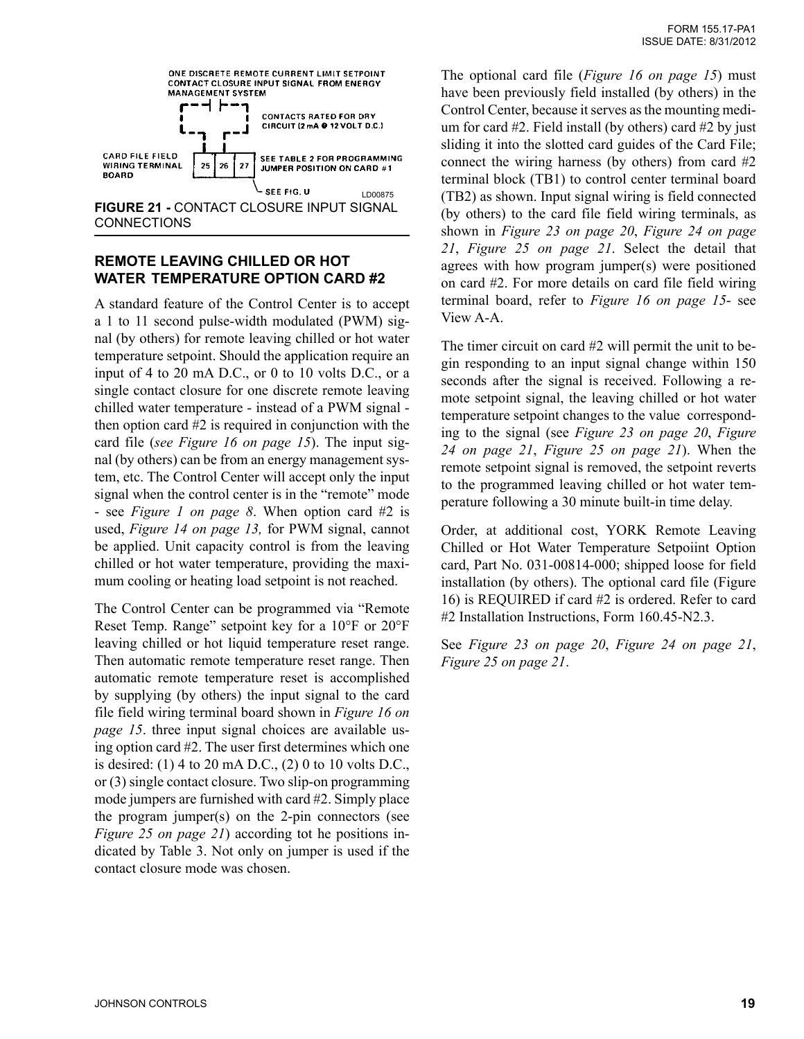ONE DISCRETE REMOTE CURRENT LIMIT SETPOINT CONTACT CLOSURE INPUT SIGNAL FROM ENERGY MANAGEMENT SYSTEM

CONTACTS RATED FOR DRY CIRCUIT (2 mA @ 12 VOLT D.C.)

CARD FILE FIELD WIRING TERMINAL BOARD

25 26 27

SEE TABLE 2 FOR PROGRAMMING JUMPER POSITION ON CARD #1

SEE FIG. U

LD00875

**FIGURE 21 -** CONTACT CLOSURE INPUT SIGNAL CONNECTIONS

## REMOTE LEAVING CHILLED OR HOT WATER TEMPERATURE OPTION CARD #2

A standard feature of the Control Center is to accept a 1 to 11 second pulse-width modulated (PWM) signal (by others) for remote leaving chilled or hot water temperature setpoint. Should the application require an input of 4 to 20 mA D.C., or 0 to 10 volts D.C., or a single contact closure for one discrete remote leaving chilled water temperature - instead of a PWM signal - then option card #2 is required in conjunction with the card file (*see Figure 16 on page 15*). The input signal (by others) can be from an energy management system, etc. The Control Center will accept only the input signal when the control center is in the "remote" mode - see *Figure 1 on page 8*. When option card #2 is used, *Figure 14 on page 13,* for PWM signal, cannot be applied. Unit capacity control is from the leaving chilled or hot water temperature, providing the maximum cooling or heating load setpoint is not reached.

The Control Center can be programmed via "Remote Reset Temp. Range" setpoint key for a 10°F or 20°F leaving chilled or hot liquid temperature reset range. Then automatic remote temperature reset range. Then automatic remote temperature reset is accomplished by supplying (by others) the input signal to the card file field wiring terminal board shown in *Figure 16 on page 15*. three input signal choices are available using option card #2. The user first determines which one is desired: (1) 4 to 20 mA D.C., (2) 0 to 10 volts D.C., or (3) single contact closure. Two slip-on programming mode jumpers are furnished with card #2. Simply place the program jumper(s) on the 2-pin connectors (see *Figure 25 on page 21*) according tot he positions indicated by Table 3. Not only on jumper is used if the contact closure mode was chosen.

The optional card file (*Figure 16 on page 15*) must have been previously field installed (by others) in the Control Center, because it serves as the mounting medium for card #2. Field install (by others) card #2 by just sliding it into the slotted card guides of the Card File; connect the wiring harness (by others) from card #2 terminal block (TB1) to control center terminal board (TB2) as shown. Input signal wiring is field connected (by others) to the card file field wiring terminals, as shown in *Figure 23 on page 20*, *Figure 24 on page 21*, *Figure 25 on page 21*. Select the detail that agrees with how program jumper(s) were positioned on card #2. For more details on card file field wiring terminal board, refer to *Figure 16 on page 15*- see View A-A.

The timer circuit on card #2 will permit the unit to begin responding to an input signal change within 150 seconds after the signal is received. Following a remote setpoint signal, the leaving chilled or hot water temperature setpoint changes to the value corresponding to the signal (see *Figure 23 on page 20*, *Figure 24 on page 21*, *Figure 25 on page 21*). When the remote setpoint signal is removed, the setpoint reverts to the programmed leaving chilled or hot water temperature following a 30 minute built-in time delay.

Order, at additional cost, YORK Remote Leaving Chilled or Hot Water Temperature Setpoiint Option card, Part No. 031-00814-000; shipped loose for field installation (by others). The optional card file (Figure 16) is REQUIRED if card #2 is ordered. Refer to card #2 Installation Instructions, Form 160.45-N2.3.

See *Figure 23 on page 20*, *Figure 24 on page 21*, *Figure 25 on page 21*.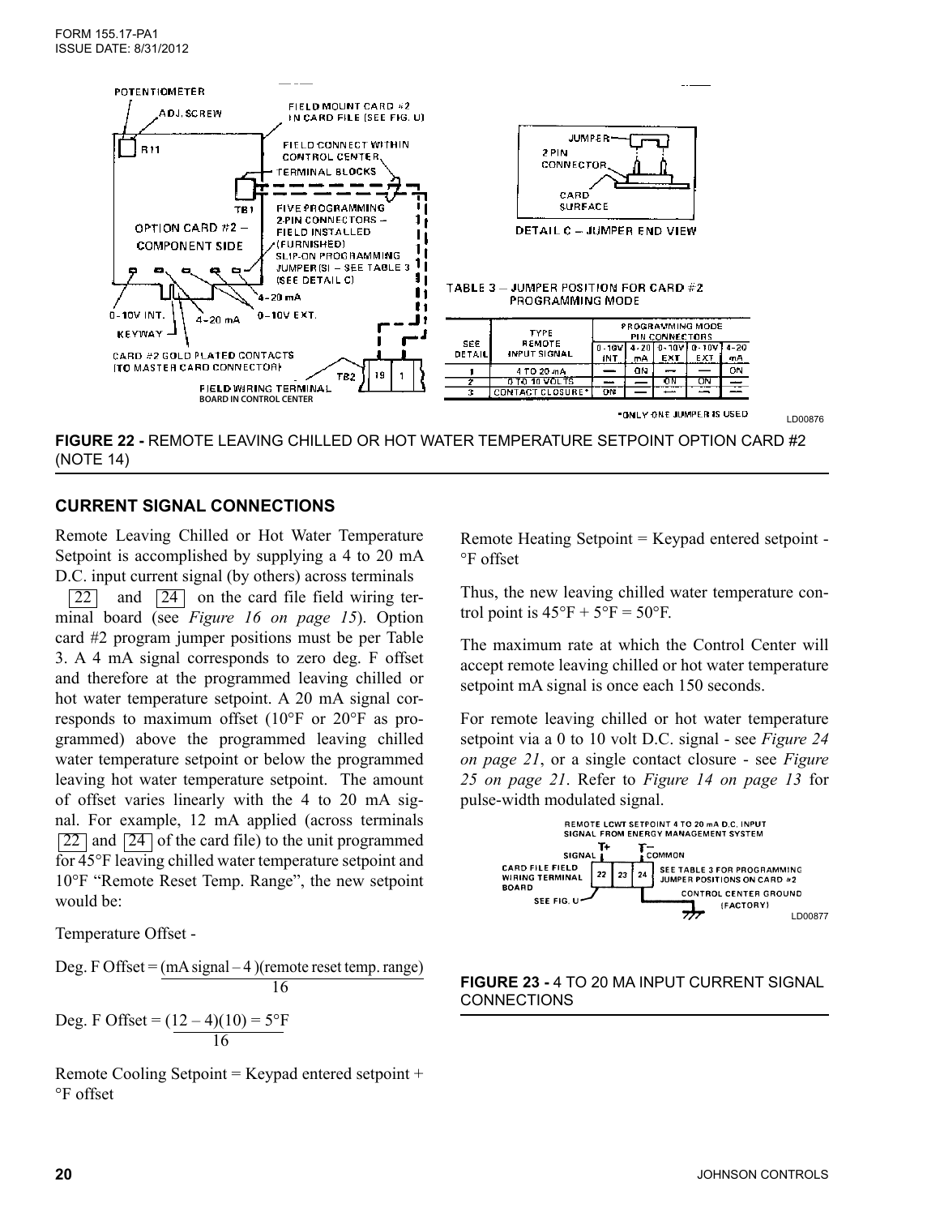**TABLE 3 – JUMPER POSITION FOR CARD #2 PROGRAMMING MODE**

| SEE DETAIL | TYPE REMOTE INPUT SIGNAL | PROGRAMMING MODE PIN CONNECTORS | | | | |
|---|---|---|---|---|---|---|
| | | 0-10V INT | 4-20 mA | 0-10V EXT | 0-10V EXT | 4-20 mA |
| 1 | 4 TO 20 mA | — | ON | — | — | ON |
| 2 | 0 TO 10 VOLTS | — | — | ON | ON | — |
| 3 | CONTACT CLOSURE* | ON | — | — | — | — |

*ONLY ONE JUMPER IS USED

**FIGURE 22 -** REMOTE LEAVING CHILLED OR HOT WATER TEMPERATURE SETPOINT OPTION CARD #2 (NOTE 14)

## CURRENT SIGNAL CONNECTIONS

Remote Leaving Chilled or Hot Water Temperature Setpoint is accomplished by supplying a 4 to 20 mA D.C. input current signal (by others) across terminals 22 and 24 on the card file field wiring terminal board (see *Figure 16 on page 15*). Option card #2 program jumper positions must be per Table 3. A 4 mA signal corresponds to zero deg. F offset and therefore at the programmed leaving chilled or hot water temperature setpoint. A 20 mA signal corresponds to maximum offset (10°F or 20°F as programmed) above the programmed leaving chilled water temperature setpoint or below the programmed leaving hot water temperature setpoint. The amount of offset varies linearly with the 4 to 20 mA signal. For example, 12 mA applied (across terminals 22 and 24 of the card file) to the unit programmed for 45°F leaving chilled water temperature setpoint and 10°F "Remote Reset Temp. Range", the new setpoint would be:

Temperature Offset -

$$\text{Deg. F Offset} = \frac{(\text{mA signal} - 4)(\text{remote reset temp. range})}{16}$$

$$\text{Deg. F Offset} = \frac{(12 - 4)(10)}{16} = 5°\text{F}$$

Remote Cooling Setpoint = Keypad entered setpoint + °F offset

Remote Heating Setpoint = Keypad entered setpoint - °F offset

Thus, the new leaving chilled water temperature control point is 45°F + 5°F = 50°F.

The maximum rate at which the Control Center will accept remote leaving chilled or hot water temperature setpoint mA signal is once each 150 seconds.

For remote leaving chilled or hot water temperature setpoint via a 0 to 10 volt D.C. signal - see *Figure 24 on page 21*, or a single contact closure - see *Figure 25 on page 21*. Refer to *Figure 14 on page 13* for pulse-width modulated signal.

**FIGURE 23 -** 4 TO 20 MA INPUT CURRENT SIGNAL CONNECTIONS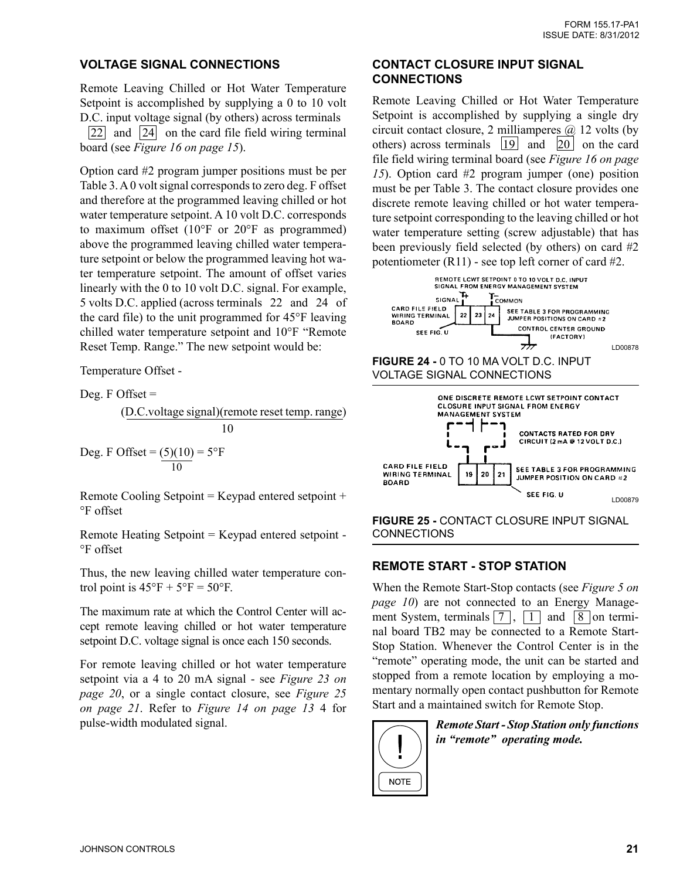## VOLTAGE SIGNAL CONNECTIONS

Remote Leaving Chilled or Hot Water Temperature Setpoint is accomplished by supplying a 0 to 10 volt D.C. input voltage signal (by others) across terminals 22 and 24 on the card file field wiring terminal board (see *Figure 16 on page 15*).

Option card #2 program jumper positions must be per Table 3. A 0 volt signal corresponds to zero deg. F offset and therefore at the programmed leaving chilled or hot water temperature setpoint. A 10 volt D.C. corresponds to maximum offset (10°F or 20°F as programmed) above the programmed leaving chilled water temperature setpoint or below the programmed leaving hot water temperature setpoint. The amount of offset varies linearly with the 0 to 10 volt D.C. signal. For example, 5 volts D.C. applied (across terminals 22 and 24 of the card file) to the unit programmed for 45°F leaving chilled water temperature setpoint and 10°F "Remote Reset Temp. Range." The new setpoint would be:

Temperature Offset -

$$\text{Deg. F Offset} = \frac{(\text{D.C.voltage signal})(\text{remote reset temp. range})}{10}$$

$$\text{Deg. F Offset} = \frac{(5)(10)}{10} = 5°\text{F}$$

Remote Cooling Setpoint = Keypad entered setpoint + °F offset

Remote Heating Setpoint = Keypad entered setpoint - °F offset

Thus, the new leaving chilled water temperature control point is 45°F + 5°F = 50°F.

The maximum rate at which the Control Center will accept remote leaving chilled or hot water temperature setpoint D.C. voltage signal is once each 150 seconds.

For remote leaving chilled or hot water temperature setpoint via a 4 to 20 mA signal - see *Figure 23 on page 20*, or a single contact closure, see *Figure 25 on page 21*. Refer to *Figure 14 on page 13* 4 for pulse-width modulated signal.

## CONTACT CLOSURE INPUT SIGNAL CONNECTIONS

Remote Leaving Chilled or Hot Water Temperature Setpoint is accomplished by supplying a single dry circuit contact closure, 2 milliamperes @ 12 volts (by others) across terminals 19 and 20 on the card file field wiring terminal board (see *Figure 16 on page 15*). Option card #2 program jumper (one) position must be per Table 3. The contact closure provides one discrete remote leaving chilled or hot water temperature setpoint corresponding to the leaving chilled or hot water temperature setting (screw adjustable) that has been previously field selected (by others) on card #2 potentiometer (R11) - see top left corner of card #2.

REMOTE LCWT SETPOINT 0 TO 10 VOLT D.C. INPUT SIGNAL FROM ENERGY MANAGEMENT SYSTEM
SIGNAL + − COMMON
CARD FILE FIELD WIRING TERMINAL BOARD 22 23 24
SEE TABLE 3 FOR PROGRAMMING JUMPER POSITIONS ON CARD #2
CONTROL CENTER GROUND (FACTORY)
SEE FIG. U
LD00878

**FIGURE 24 -** 0 TO 10 MA VOLT D.C. INPUT VOLTAGE SIGNAL CONNECTIONS

ONE DISCRETE REMOTE LCWT SETPOINT CONTACT CLOSURE INPUT SIGNAL FROM ENERGY MANAGEMENT SYSTEM
CONTACTS RATED FOR DRY CIRCUIT (2 mA @ 12 VOLT D.C.)
CARD FILE FIELD WIRING TERMINAL BOARD 19 20 21
SEE TABLE 3 FOR PROGRAMMING JUMPER POSITION ON CARD #2
SEE FIG. U
LD00879

**FIGURE 25 -** CONTACT CLOSURE INPUT SIGNAL CONNECTIONS

## REMOTE START - STOP STATION

When the Remote Start-Stop contacts (see *Figure 5 on page 10*) are not connected to an Energy Management System, terminals 7, 1 and 8 on terminal board TB2 may be connected to a Remote Start-Stop Station. Whenever the Control Center is in the "remote" operating mode, the unit can be started and stopped from a remote location by employing a momentary normally open contact pushbutton for Remote Start and a maintained switch for Remote Stop.

NOTE: ***Remote Start - Stop Station only functions in "remote" operating mode.***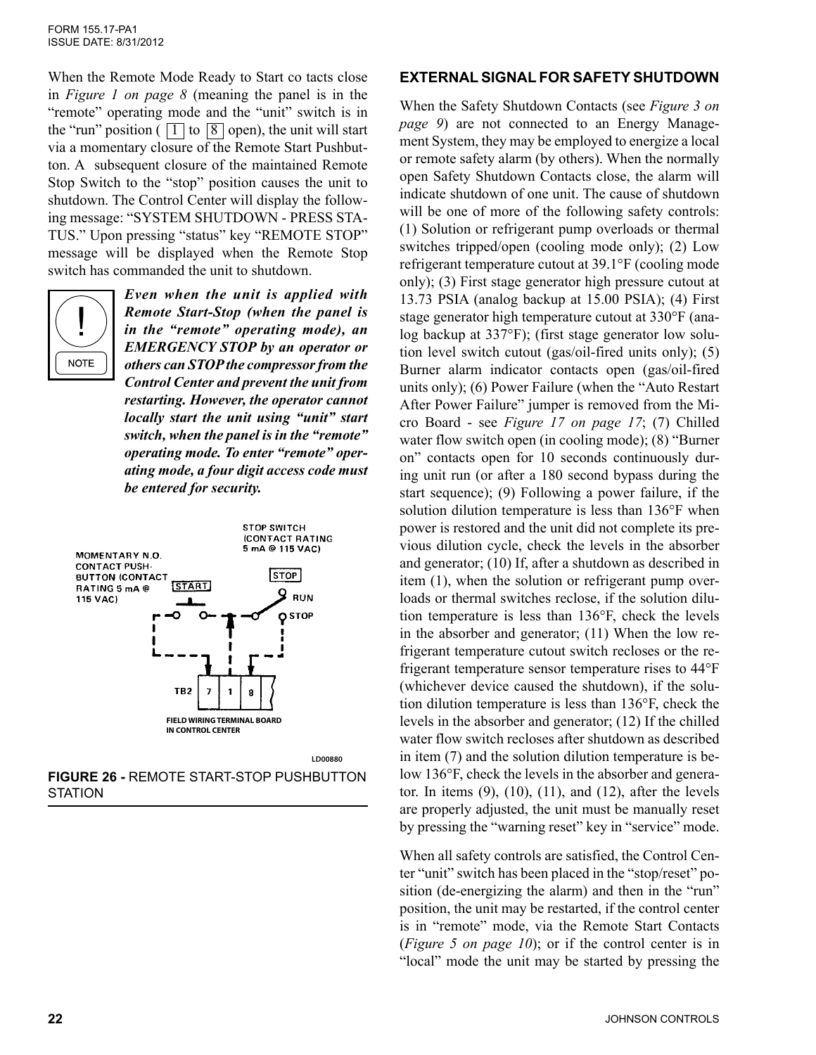When the Remote Mode Ready to Start co tacts close in *Figure 1 on page 8* (meaning the panel is in the "remote" operating mode and the "unit" switch is in the "run" position ( 1 to 8 open), the unit will start via a momentary closure of the Remote Start Pushbutton. A subsequent closure of the maintained Remote Stop Switch to the "stop" position causes the unit to shutdown. The Control Center will display the following message: "SYSTEM SHUTDOWN - PRESS STATUS." Upon pressing "status" key "REMOTE STOP" message will be displayed when the Remote Stop switch has commanded the unit to shutdown.

NOTE

***Even when the unit is applied with Remote Start-Stop (when the panel is in the "remote" operating mode), an EMERGENCY STOP by an operator or others can STOP the compressor from the Control Center and prevent the unit from restarting. However, the operator cannot locally start the unit using "unit" start switch, when the panel is in the "remote" operating mode. To enter "remote" operating mode, a four digit access code must be entered for security.***

MOMENTARY N.O. CONTACT PUSH-BUTTON (CONTACT RATING 5 mA @ 115 VAC)

STOP SWITCH (CONTACT RATING 5 mA @ 115 VAC)

START

STOP

RUN

STOP

TB2 7 1 8

FIELD WIRING TERMINAL BOARD IN CONTROL CENTER

LD00880

**FIGURE 26 -** REMOTE START-STOP PUSHBUTTON STATION

## EXTERNAL SIGNAL FOR SAFETY SHUTDOWN

When the Safety Shutdown Contacts (see *Figure 3 on page 9*) are not connected to an Energy Management System, they may be employed to energize a local or remote safety alarm (by others). When the normally open Safety Shutdown Contacts close, the alarm will indicate shutdown of one unit. The cause of shutdown will be one of more of the following safety controls: (1) Solution or refrigerant pump overloads or thermal switches tripped/open (cooling mode only); (2) Low refrigerant temperature cutout at 39.1°F (cooling mode only); (3) First stage generator high pressure cutout at 13.73 PSIA (analog backup at 15.00 PSIA); (4) First stage generator high temperature cutout at 330°F (analog backup at 337°F); (first stage generator low solution level switch cutout (gas/oil-fired units only); (5) Burner alarm indicator contacts open (gas/oil-fired units only); (6) Power Failure (when the "Auto Restart After Power Failure" jumper is removed from the Micro Board - see *Figure 17 on page 17*; (7) Chilled water flow switch open (in cooling mode); (8) "Burner on" contacts open for 10 seconds continuously during unit run (or after a 180 second bypass during the start sequence); (9) Following a power failure, if the solution dilution temperature is less than 136°F when power is restored and the unit did not complete its previous dilution cycle, check the levels in the absorber and generator; (10) If, after a shutdown as described in item (1), when the solution or refrigerant pump overloads or thermal switches reclose, if the solution dilution temperature is less than 136°F, check the levels in the absorber and generator; (11) When the low refrigerant temperature cutout switch recloses or the refrigerant temperature sensor temperature rises to 44°F (whichever device caused the shutdown), if the solution dilution temperature is less than 136°F, check the levels in the absorber and generator; (12) If the chilled water flow switch recloses after shutdown as described in item (7) and the solution dilution temperature is below 136°F, check the levels in the absorber and generator. In items (9), (10), (11), and (12), after the levels are properly adjusted, the unit must be manually reset by pressing the "warning reset" key in "service" mode.

When all safety controls are satisfied, the Control Center "unit" switch has been placed in the "stop/reset" position (de-energizing the alarm) and then in the "run" position, the unit may be restarted, if the control center is in "remote" mode, via the Remote Start Contacts (*Figure 5 on page 10*); or if the control center is in "local" mode the unit may be started by pressing the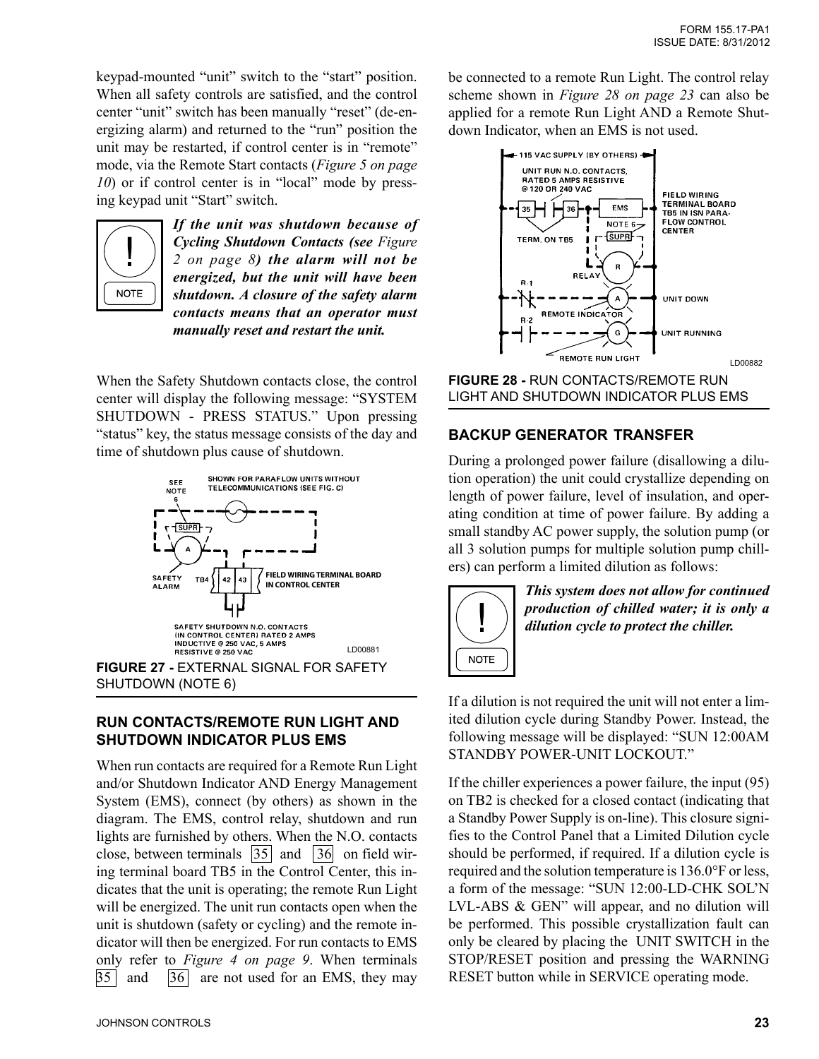keypad-mounted "unit" switch to the "start" position. When all safety controls are satisfied, and the control center "unit" switch has been manually "reset" (de-energizing alarm) and returned to the "run" position the unit may be restarted, if control center is in "remote" mode, via the Remote Start contacts (*Figure 5 on page 10*) or if control center is in "local" mode by pressing keypad unit "Start" switch.

NOTE

***If the unit was shutdown because of Cycling Shutdown Contacts (see Figure 2 on page 8) the alarm will not be energized, but the unit will have been shutdown. A closure of the safety alarm contacts means that an operator must manually reset and restart the unit.***

When the Safety Shutdown contacts close, the control center will display the following message: "SYSTEM SHUTDOWN - PRESS STATUS." Upon pressing "status" key, the status message consists of the day and time of shutdown plus cause of shutdown.

SEE NOTE 6

SHOWN FOR PARAFLOW UNITS WITHOUT TELECOMMUNICATIONS (SEE FIG. C)

SUPR

A

SAFETY ALARM

TB4 42 43

FIELD WIRING TERMINAL BOARD IN CONTROL CENTER

SAFETY SHUTDOWN N.O. CONTACTS (IN CONTROL CENTER) RATED 2 AMPS INDUCTIVE @ 250 VAC, 5 AMPS RESISTIVE @ 250 VAC

LD00881

**FIGURE 27 -** EXTERNAL SIGNAL FOR SAFETY SHUTDOWN (NOTE 6)

## RUN CONTACTS/REMOTE RUN LIGHT AND SHUTDOWN INDICATOR PLUS EMS

When run contacts are required for a Remote Run Light and/or Shutdown Indicator AND Energy Management System (EMS), connect (by others) as shown in the diagram. The EMS, control relay, shutdown and run lights are furnished by others. When the N.O. contacts close, between terminals 35 and 36 on field wiring terminal board TB5 in the Control Center, this indicates that the unit is operating; the remote Run Light will be energized. The unit run contacts open when the unit is shutdown (safety or cycling) and the remote indicator will then be energized. For run contacts to EMS only refer to *Figure 4 on page 9*. When terminals 35 and 36 are not used for an EMS, they may be connected to a remote Run Light. The control relay scheme shown in *Figure 28 on page 23* can also be applied for a remote Run Light AND a Remote Shutdown Indicator, when an EMS is not used.

115 VAC SUPPLY (BY OTHERS)

UNIT RUN N.O. CONTACTS, RATED 5 AMPS RESISTIVE @ 120 OR 240 VAC

35 36 EMS

NOTE 6

SUPR

TERM. ON TB5

FIELD WIRING TERMINAL BOARD TB5 IN ISN PARA-FLOW CONTROL CENTER

RELAY R

R-1

A UNIT DOWN

REMOTE INDICATOR

R-2

G UNIT RUNNING

REMOTE RUN LIGHT

LD00882

**FIGURE 28 -** RUN CONTACTS/REMOTE RUN LIGHT AND SHUTDOWN INDICATOR PLUS EMS

## BACKUP GENERATOR TRANSFER

During a prolonged power failure (disallowing a dilution operation) the unit could crystallize depending on length of power failure, level of insulation, and operating condition at time of power failure. By adding a small standby AC power supply, the solution pump (or all 3 solution pumps for multiple solution pump chillers) can perform a limited dilution as follows:

NOTE

***This system does not allow for continued production of chilled water; it is only a dilution cycle to protect the chiller.***

If a dilution is not required the unit will not enter a limited dilution cycle during Standby Power. Instead, the following message will be displayed: "SUN 12:00AM STANDBY POWER-UNIT LOCKOUT."

If the chiller experiences a power failure, the input (95) on TB2 is checked for a closed contact (indicating that a Standby Power Supply is on-line). This closure signifies to the Control Panel that a Limited Dilution cycle should be performed, if required. If a dilution cycle is required and the solution temperature is 136.0°F or less, a form of the message: "SUN 12:00-LD-CHK SOL'N LVL-ABS & GEN" will appear, and no dilution will be performed. This possible crystallization fault can only be cleared by placing the UNIT SWITCH in the STOP/RESET position and pressing the WARNING RESET button while in SERVICE operating mode.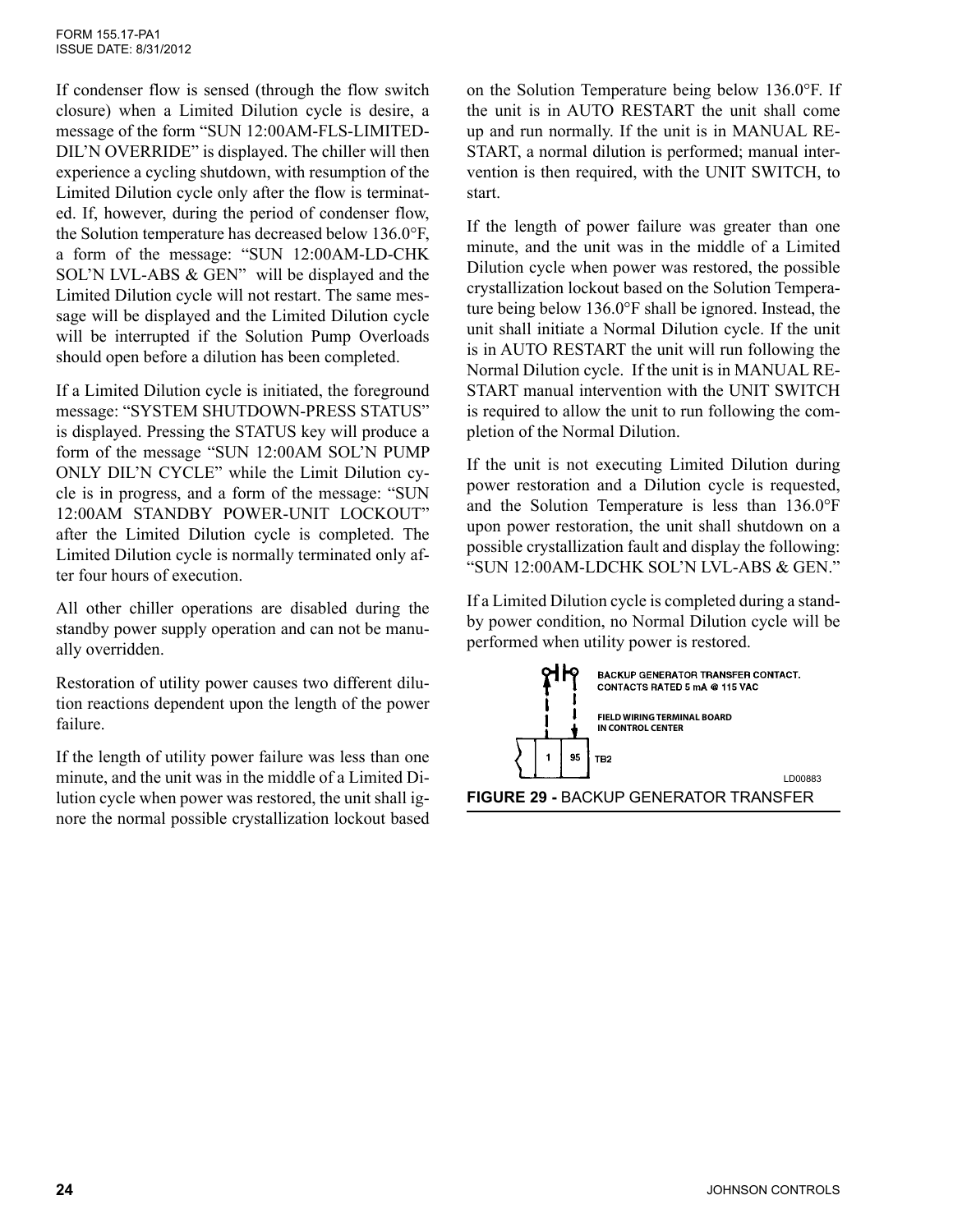If condenser flow is sensed (through the flow switch closure) when a Limited Dilution cycle is desire, a message of the form "SUN 12:00AM-FLS-LIMITED-DIL'N OVERRIDE" is displayed. The chiller will then experience a cycling shutdown, with resumption of the Limited Dilution cycle only after the flow is terminated. If, however, during the period of condenser flow, the Solution temperature has decreased below 136.0°F, a form of the message: "SUN 12:00AM-LD-CHK SOL'N LVL-ABS & GEN" will be displayed and the Limited Dilution cycle will not restart. The same message will be displayed and the Limited Dilution cycle will be interrupted if the Solution Pump Overloads should open before a dilution has been completed.

If a Limited Dilution cycle is initiated, the foreground message: "SYSTEM SHUTDOWN-PRESS STATUS" is displayed. Pressing the STATUS key will produce a form of the message "SUN 12:00AM SOL'N PUMP ONLY DIL'N CYCLE" while the Limit Dilution cycle is in progress, and a form of the message: "SUN 12:00AM STANDBY POWER-UNIT LOCKOUT" after the Limited Dilution cycle is completed. The Limited Dilution cycle is normally terminated only after four hours of execution.

All other chiller operations are disabled during the standby power supply operation and can not be manually overridden.

Restoration of utility power causes two different dilution reactions dependent upon the length of the power failure.

If the length of utility power failure was less than one minute, and the unit was in the middle of a Limited Dilution cycle when power was restored, the unit shall ignore the normal possible crystallization lockout based on the Solution Temperature being below 136.0°F. If the unit is in AUTO RESTART the unit shall come up and run normally. If the unit is in MANUAL RESTART, a normal dilution is performed; manual intervention is then required, with the UNIT SWITCH, to start.

If the length of power failure was greater than one minute, and the unit was in the middle of a Limited Dilution cycle when power was restored, the possible crystallization lockout based on the Solution Temperature being below 136.0°F shall be ignored. Instead, the unit shall initiate a Normal Dilution cycle. If the unit is in AUTO RESTART the unit will run following the Normal Dilution cycle. If the unit is in MANUAL RESTART manual intervention with the UNIT SWITCH is required to allow the unit to run following the completion of the Normal Dilution.

If the unit is not executing Limited Dilution during power restoration and a Dilution cycle is requested, and the Solution Temperature is less than 136.0°F upon power restoration, the unit shall shutdown on a possible crystallization fault and display the following: "SUN 12:00AM-LDCHK SOL'N LVL-ABS & GEN."

If a Limited Dilution cycle is completed during a standby power condition, no Normal Dilution cycle will be performed when utility power is restored.

BACKUP GENERATOR TRANSFER CONTACT. CONTACTS RATED 5 mA @ 115 VAC

FIELD WIRING TERMINAL BOARD IN CONTROL CENTER

1 | 95 TB2

LD00883

**FIGURE 29 -** BACKUP GENERATOR TRANSFER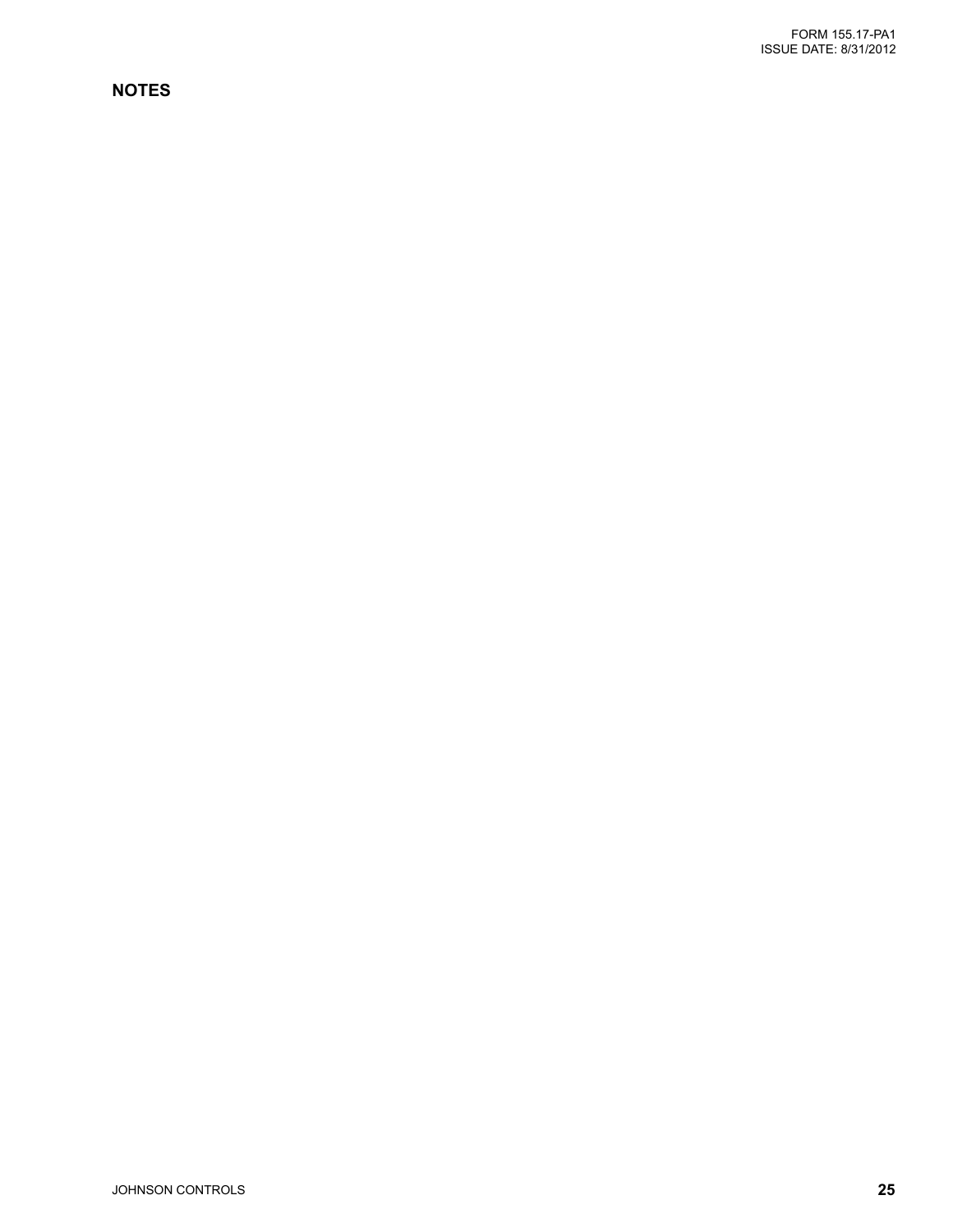## NOTES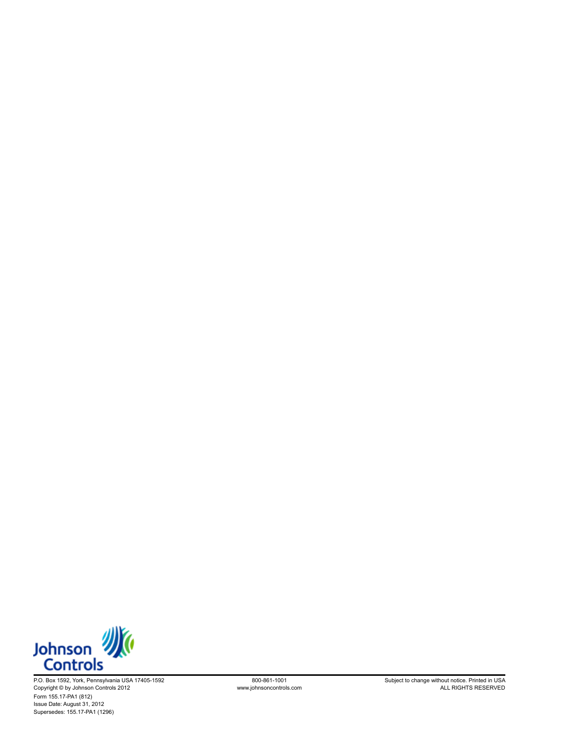Johnson Controls

P.O. Box 1592, York, Pennsylvania USA 17405-1592
Copyright © by Johnson Controls 2012
Form 155.17-PA1 (812)
Issue Date: August 31, 2012
Supersedes: 155.17-PA1 (1296)

800-861-1001
www.johnsoncontrols.com

Subject to change without notice. Printed in USA
ALL RIGHTS RESERVED